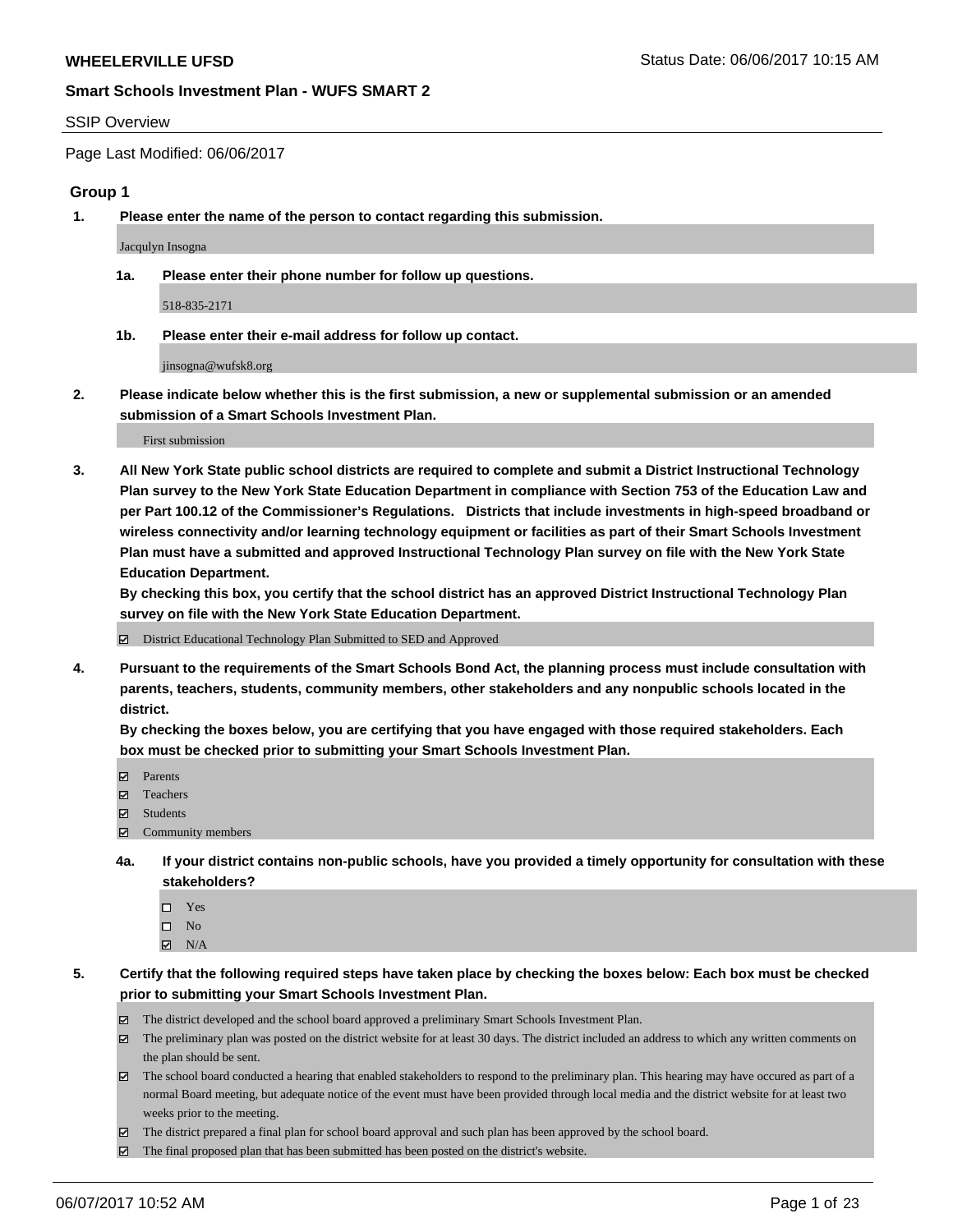**WHEELERVILLE UFSD**

Status Date: 06/06/2017 10:15 AM

## Smart Schools Investment Plan - WUFS SMART 2

SSIP Overview

Page Last Modified: 06/06/2017

### Group 1

**1. Please enter the name of the person to contact regarding this submission.**

Jacqulyn Insogna

**1a. Please enter their phone number for follow up questions.**

518-835-2171

**1b. Please enter their e-mail address for follow up contact.**

jinsogna@wufsk8.org

**2. Please indicate below whether this is the first submission, a new or supplemental submission or an amended submission of a Smart Schools Investment Plan.**

First submission

**3. All New York State public school districts are required to complete and submit a District Instructional Technology Plan survey to the New York State Education Department in compliance with Section 753 of the Education Law and per Part 100.12 of the Commissioner's Regulations. Districts that include investments in high-speed broadband or wireless connectivity and/or learning technology equipment or facilities as part of their Smart Schools Investment Plan must have a submitted and approved Instructional Technology Plan survey on file with the New York State Education Department.**
**By checking this box, you certify that the school district has an approved District Instructional Technology Plan survey on file with the New York State Education Department.**

☑ District Educational Technology Plan Submitted to SED and Approved

**4. Pursuant to the requirements of the Smart Schools Bond Act, the planning process must include consultation with parents, teachers, students, community members, other stakeholders and any nonpublic schools located in the district.**
**By checking the boxes below, you are certifying that you have engaged with those required stakeholders. Each box must be checked prior to submitting your Smart Schools Investment Plan.**

- ☑ Parents
- ☑ Teachers
- ☑ Students
- ☑ Community members

**4a. If your district contains non-public schools, have you provided a timely opportunity for consultation with these stakeholders?**

- ☐ Yes
- ☐ No
- ☑ N/A

**5. Certify that the following required steps have taken place by checking the boxes below: Each box must be checked prior to submitting your Smart Schools Investment Plan.**

- ☑ The district developed and the school board approved a preliminary Smart Schools Investment Plan.
- ☑ The preliminary plan was posted on the district website for at least 30 days. The district included an address to which any written comments on the plan should be sent.
- ☑ The school board conducted a hearing that enabled stakeholders to respond to the preliminary plan. This hearing may have occured as part of a normal Board meeting, but adequate notice of the event must have been provided through local media and the district website for at least two weeks prior to the meeting.
- ☑ The district prepared a final plan for school board approval and such plan has been approved by the school board.
- ☑ The final proposed plan that has been submitted has been posted on the district's website.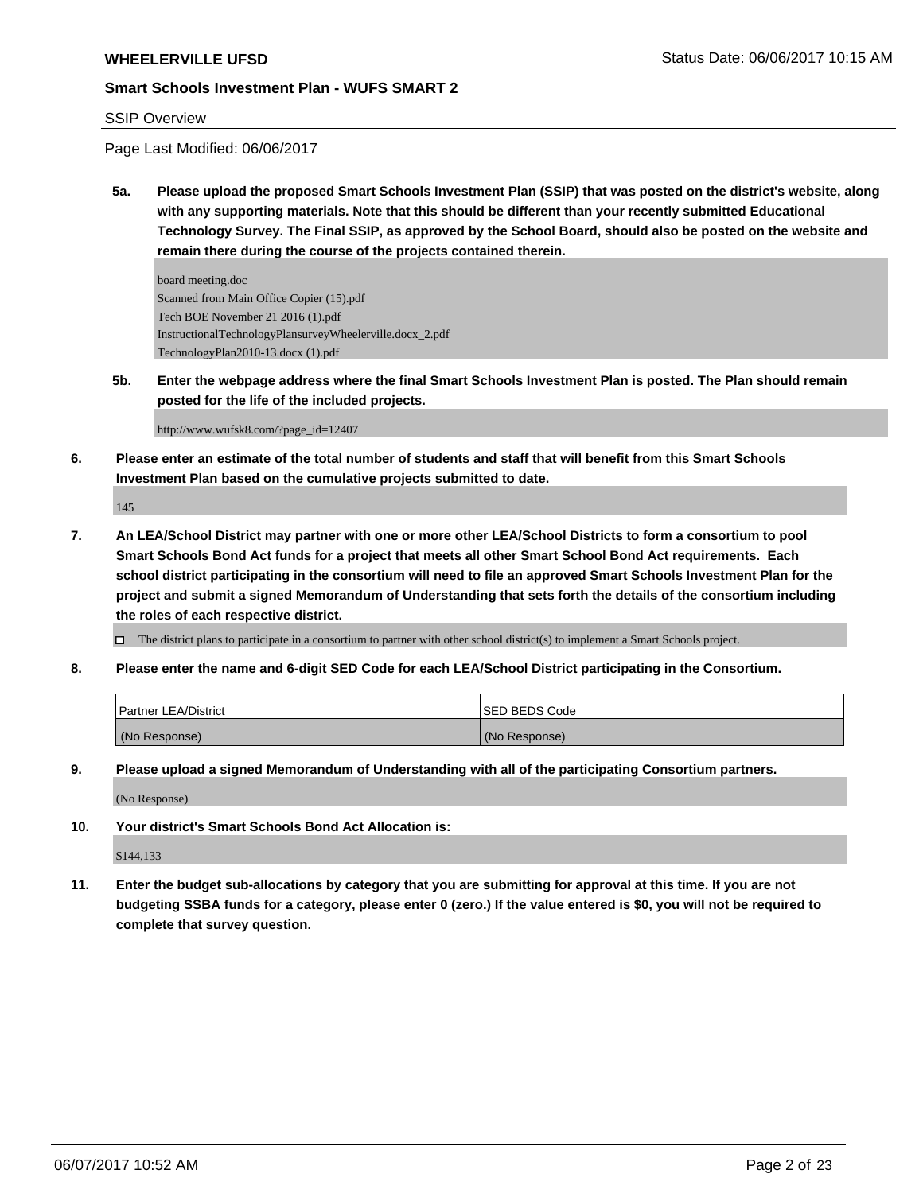WHEELERVILLE UFSD

**Smart Schools Investment Plan - WUFS SMART 2**

SSIP Overview

Page Last Modified: 06/06/2017

**5a. Please upload the proposed Smart Schools Investment Plan (SSIP) that was posted on the district's website, along with any supporting materials. Note that this should be different than your recently submitted Educational Technology Survey. The Final SSIP, as approved by the School Board, should also be posted on the website and remain there during the course of the projects contained therein.**

board meeting.doc
Scanned from Main Office Copier (15).pdf
Tech BOE November 21 2016 (1).pdf
InstructionalTechnologyPlansurveyWheelerville.docx_2.pdf
TechnologyPlan2010-13.docx (1).pdf

**5b. Enter the webpage address where the final Smart Schools Investment Plan is posted. The Plan should remain posted for the life of the included projects.**

http://www.wufsk8.com/?page_id=12407

**6. Please enter an estimate of the total number of students and staff that will benefit from this Smart Schools Investment Plan based on the cumulative projects submitted to date.**

145

**7. An LEA/School District may partner with one or more other LEA/School Districts to form a consortium to pool Smart Schools Bond Act funds for a project that meets all other Smart School Bond Act requirements. Each school district participating in the consortium will need to file an approved Smart Schools Investment Plan for the project and submit a signed Memorandum of Understanding that sets forth the details of the consortium including the roles of each respective district.**

☐ The district plans to participate in a consortium to partner with other school district(s) to implement a Smart Schools project.

**8. Please enter the name and 6-digit SED Code for each LEA/School District participating in the Consortium.**

| Partner LEA/District | SED BEDS Code |
|---|---|
| (No Response) | (No Response) |

**9. Please upload a signed Memorandum of Understanding with all of the participating Consortium partners.**

(No Response)

**10. Your district's Smart Schools Bond Act Allocation is:**

$144,133

**11. Enter the budget sub-allocations by category that you are submitting for approval at this time. If you are not budgeting SSBA funds for a category, please enter 0 (zero.) If the value entered is $0, you will not be required to complete that survey question.**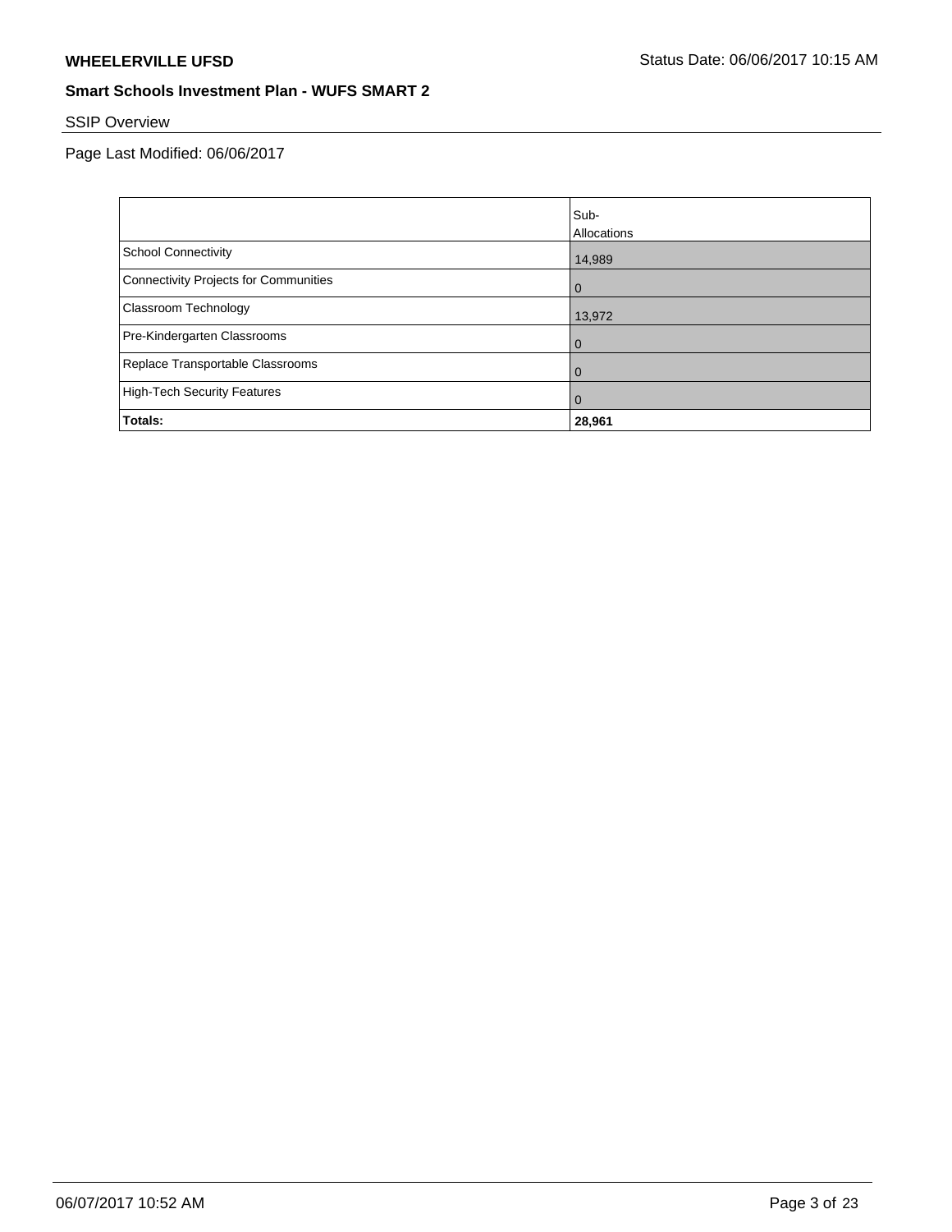**WHEELERVILLE UFSD**

Status Date: 06/06/2017 10:15 AM

## Smart Schools Investment Plan - WUFS SMART 2

SSIP Overview

Page Last Modified: 06/06/2017

| | Sub-Allocations |
|---|---|
| School Connectivity | 14,989 |
| Connectivity Projects for Communities | 0 |
| Classroom Technology | 13,972 |
| Pre-Kindergarten Classrooms | 0 |
| Replace Transportable Classrooms | 0 |
| High-Tech Security Features | 0 |
| **Totals:** | **28,961** |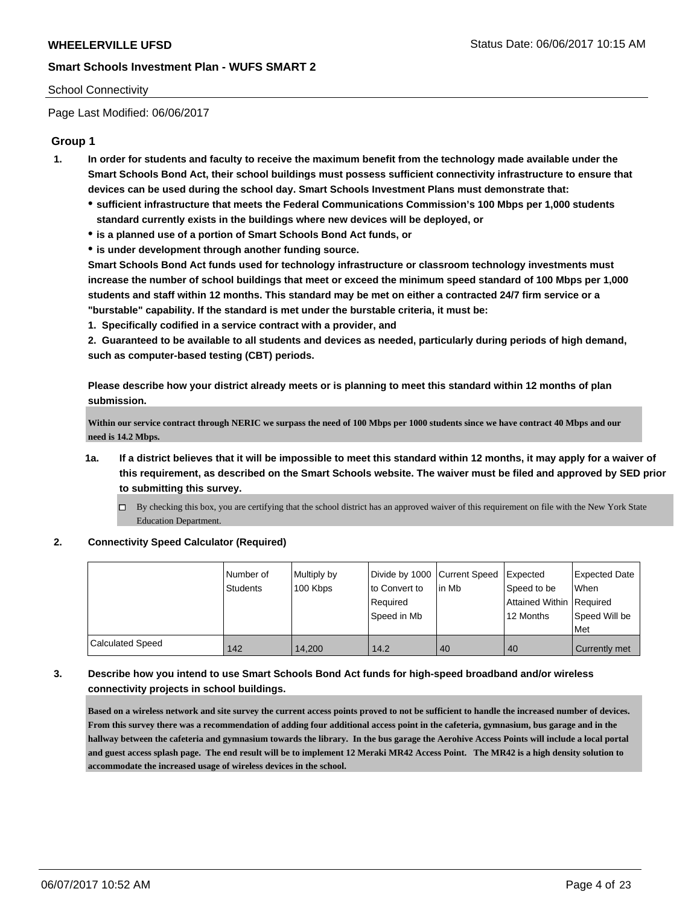School Connectivity

Page Last Modified: 06/06/2017

## Group 1

**1. In order for students and faculty to receive the maximum benefit from the technology made available under the Smart Schools Bond Act, their school buildings must possess sufficient connectivity infrastructure to ensure that devices can be used during the school day. Smart Schools Investment Plans must demonstrate that:**

- **sufficient infrastructure that meets the Federal Communications Commission's 100 Mbps per 1,000 students standard currently exists in the buildings where new devices will be deployed, or**
- **is a planned use of a portion of Smart Schools Bond Act funds, or**
- **is under development through another funding source.**

**Smart Schools Bond Act funds used for technology infrastructure or classroom technology investments must increase the number of school buildings that meet or exceed the minimum speed standard of 100 Mbps per 1,000 students and staff within 12 months. This standard may be met on either a contracted 24/7 firm service or a "burstable" capability. If the standard is met under the burstable criteria, it must be:**

**1. Specifically codified in a service contract with a provider, and**

**2. Guaranteed to be available to all students and devices as needed, particularly during periods of high demand, such as computer-based testing (CBT) periods.**

**Please describe how your district already meets or is planning to meet this standard within 12 months of plan submission.**

**Within our service contract through NERIC we surpass the need of 100 Mbps per 1000 students since we have contract 40 Mbps and our need is 14.2 Mbps.**

**1a. If a district believes that it will be impossible to meet this standard within 12 months, it may apply for a waiver of this requirement, as described on the Smart Schools website. The waiver must be filed and approved by SED prior to submitting this survey.**

☐ By checking this box, you are certifying that the school district has an approved waiver of this requirement on file with the New York State Education Department.

**2. Connectivity Speed Calculator (Required)**

| | Number of Students | Multiply by 100 Kbps | Divide by 1000 to Convert to Required Speed in Mb | Current Speed in Mb | Expected Speed to be Attained Within 12 Months | Expected Date When Required Speed Will be Met |
|---|---|---|---|---|---|---|
| Calculated Speed | 142 | 14,200 | 14.2 | 40 | 40 | Currently met |

**3. Describe how you intend to use Smart Schools Bond Act funds for high-speed broadband and/or wireless connectivity projects in school buildings.**

**Based on a wireless network and site survey the current access points proved to not be sufficient to handle the increased number of devices. From this survey there was a recommendation of adding four additional access point in the cafeteria, gymnasium, bus garage and in the hallway between the cafeteria and gymnasium towards the library. In the bus garage the Aerohive Access Points will include a local portal and guest access splash page. The end result will be to implement 12 Meraki MR42 Access Point. The MR42 is a high density solution to accommodate the increased usage of wireless devices in the school.**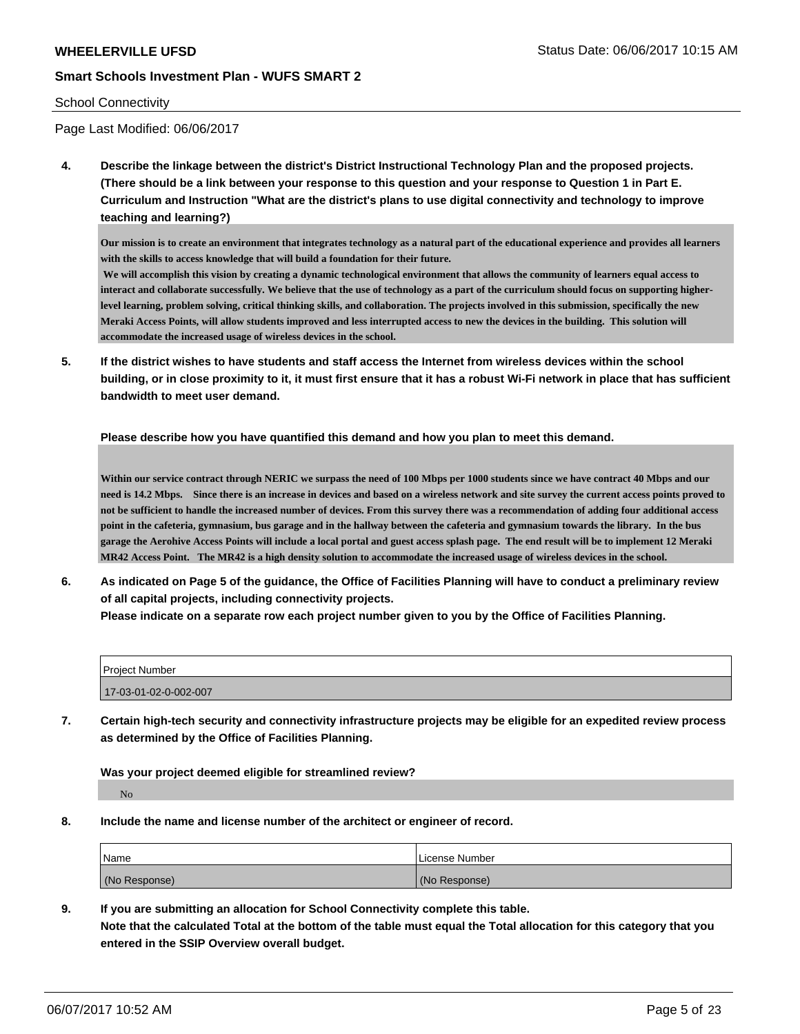School Connectivity

Page Last Modified: 06/06/2017

**4. Describe the linkage between the district's District Instructional Technology Plan and the proposed projects. (There should be a link between your response to this question and your response to Question 1 in Part E. Curriculum and Instruction "What are the district's plans to use digital connectivity and technology to improve teaching and learning?)**

Our mission is to create an environment that integrates technology as a natural part of the educational experience and provides all learners with the skills to access knowledge that will build a foundation for their future.
We will accomplish this vision by creating a dynamic technological environment that allows the community of learners equal access to interact and collaborate successfully. We believe that the use of technology as a part of the curriculum should focus on supporting higher-level learning, problem solving, critical thinking skills, and collaboration. The projects involved in this submission, specifically the new Meraki Access Points, will allow students improved and less interrupted access to new the devices in the building. This solution will accommodate the increased usage of wireless devices in the school.

**5. If the district wishes to have students and staff access the Internet from wireless devices within the school building, or in close proximity to it, it must first ensure that it has a robust Wi-Fi network in place that has sufficient bandwidth to meet user demand.**

**Please describe how you have quantified this demand and how you plan to meet this demand.**

Within our service contract through NERIC we surpass the need of 100 Mbps per 1000 students since we have contract 40 Mbps and our need is 14.2 Mbps. Since there is an increase in devices and based on a wireless network and site survey the current access points proved to not be sufficient to handle the increased number of devices. From this survey there was a recommendation of adding four additional access point in the cafeteria, gymnasium, bus garage and in the hallway between the cafeteria and gymnasium towards the library. In the bus garage the Aerohive Access Points will include a local portal and guest access splash page. The end result will be to implement 12 Meraki MR42 Access Point. The MR42 is a high density solution to accommodate the increased usage of wireless devices in the school.

**6. As indicated on Page 5 of the guidance, the Office of Facilities Planning will have to conduct a preliminary review of all capital projects, including connectivity projects.**
**Please indicate on a separate row each project number given to you by the Office of Facilities Planning.**

| Project Number |
|---|
| 17-03-01-02-0-002-007 |

**7. Certain high-tech security and connectivity infrastructure projects may be eligible for an expedited review process as determined by the Office of Facilities Planning.**

**Was your project deemed eligible for streamlined review?**

No

**8. Include the name and license number of the architect or engineer of record.**

| Name | License Number |
|---|---|
| (No Response) | (No Response) |

**9. If you are submitting an allocation for School Connectivity complete this table.**
**Note that the calculated Total at the bottom of the table must equal the Total allocation for this category that you entered in the SSIP Overview overall budget.**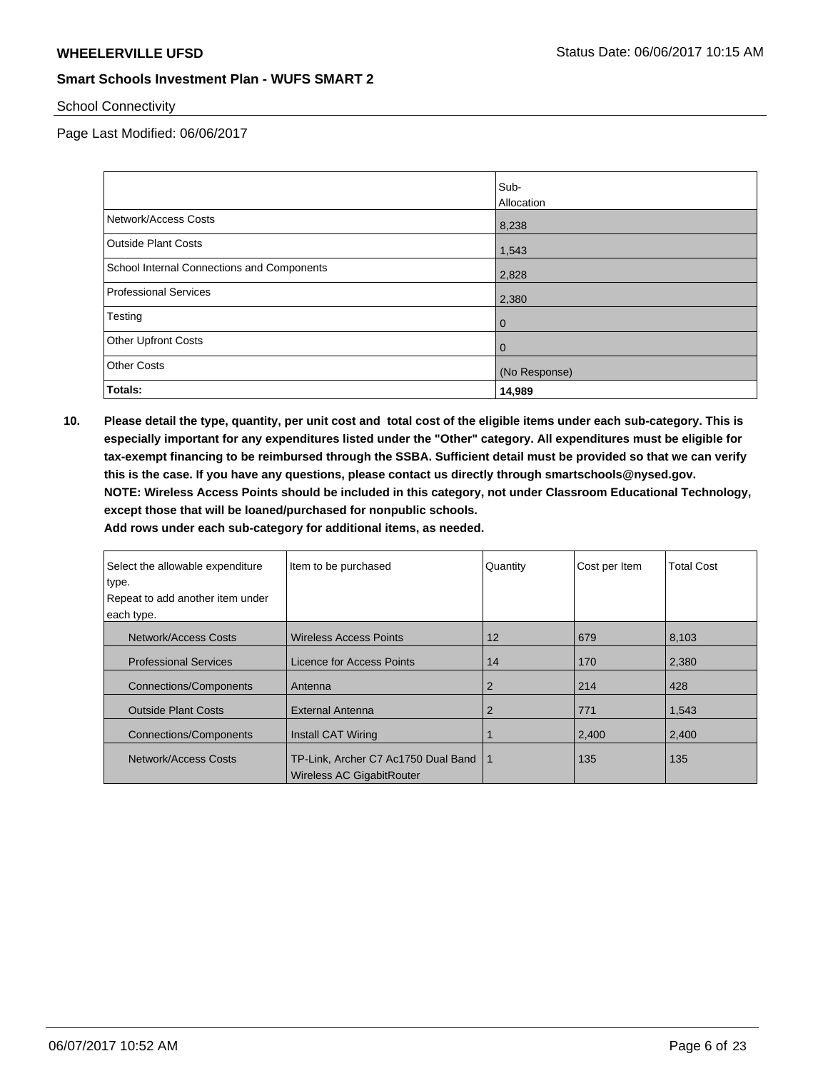School Connectivity

Page Last Modified: 06/06/2017

| | Sub-Allocation |
|---|---|
| Network/Access Costs | 8,238 |
| Outside Plant Costs | 1,543 |
| School Internal Connections and Components | 2,828 |
| Professional Services | 2,380 |
| Testing | 0 |
| Other Upfront Costs | 0 |
| Other Costs | (No Response) |
| **Totals:** | **14,989** |

**10. Please detail the type, quantity, per unit cost and total cost of the eligible items under each sub-category. This is especially important for any expenditures listed under the "Other" category. All expenditures must be eligible for tax-exempt financing to be reimbursed through the SSBA. Sufficient detail must be provided so that we can verify this is the case. If you have any questions, please contact us directly through smartschools@nysed.gov.**
**NOTE: Wireless Access Points should be included in this category, not under Classroom Educational Technology, except those that will be loaned/purchased for nonpublic schools.**
**Add rows under each sub-category for additional items, as needed.**

| Select the allowable expenditure type. Repeat to add another item under each type. | Item to be purchased | Quantity | Cost per Item | Total Cost |
|---|---|---|---|---|
| Network/Access Costs | Wireless Access Points | 12 | 679 | 8,103 |
| Professional Services | Licence for Access Points | 14 | 170 | 2,380 |
| Connections/Components | Antenna | 2 | 214 | 428 |
| Outside Plant Costs | External Antenna | 2 | 771 | 1,543 |
| Connections/Components | Install CAT Wiring | 1 | 2,400 | 2,400 |
| Network/Access Costs | TP-Link, Archer C7 Ac1750 Dual Band Wireless AC GigabitRouter | 1 | 135 | 135 |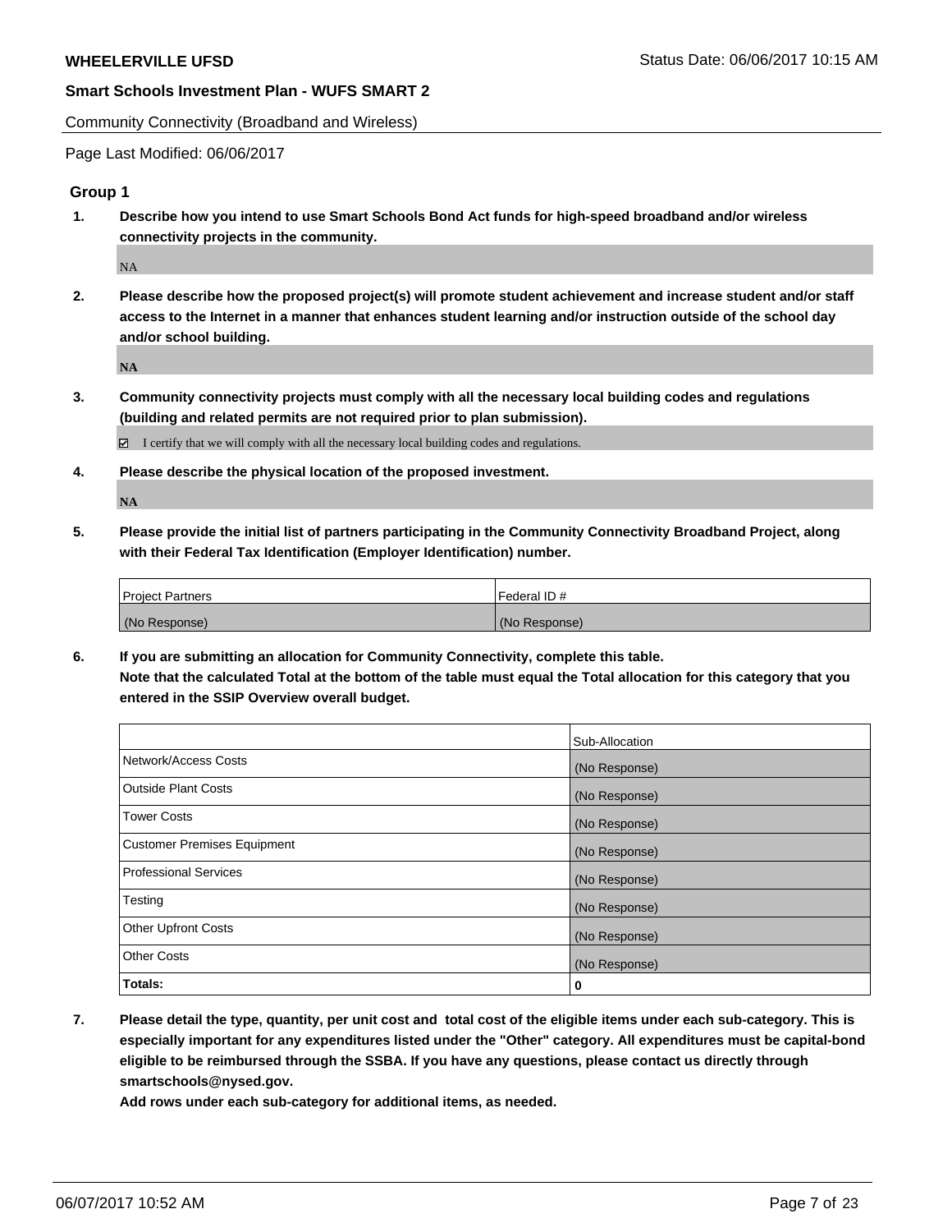Community Connectivity (Broadband and Wireless)

Page Last Modified: 06/06/2017

**Group 1**

1. **Describe how you intend to use Smart Schools Bond Act funds for high-speed broadband and/or wireless connectivity projects in the community.**

   NA

2. **Please describe how the proposed project(s) will promote student achievement and increase student and/or staff access to the Internet in a manner that enhances student learning and/or instruction outside of the school day and/or school building.**

   **NA**

3. **Community connectivity projects must comply with all the necessary local building codes and regulations (building and related permits are not required prior to plan submission).**

   ☑ I certify that we will comply with all the necessary local building codes and regulations.

4. **Please describe the physical location of the proposed investment.**

   **NA**

5. **Please provide the initial list of partners participating in the Community Connectivity Broadband Project, along with their Federal Tax Identification (Employer Identification) number.**

| Project Partners | Federal ID # |
|---|---|
| (No Response) | (No Response) |

6. **If you are submitting an allocation for Community Connectivity, complete this table.**
   **Note that the calculated Total at the bottom of the table must equal the Total allocation for this category that you entered in the SSIP Overview overall budget.**

| | Sub-Allocation |
|---|---|
| Network/Access Costs | (No Response) |
| Outside Plant Costs | (No Response) |
| Tower Costs | (No Response) |
| Customer Premises Equipment | (No Response) |
| Professional Services | (No Response) |
| Testing | (No Response) |
| Other Upfront Costs | (No Response) |
| Other Costs | (No Response) |
| **Totals:** | **0** |

7. **Please detail the type, quantity, per unit cost and total cost of the eligible items under each sub-category. This is especially important for any expenditures listed under the "Other" category. All expenditures must be capital-bond eligible to be reimbursed through the SSBA. If you have any questions, please contact us directly through smartschools@nysed.gov.**
   **Add rows under each sub-category for additional items, as needed.**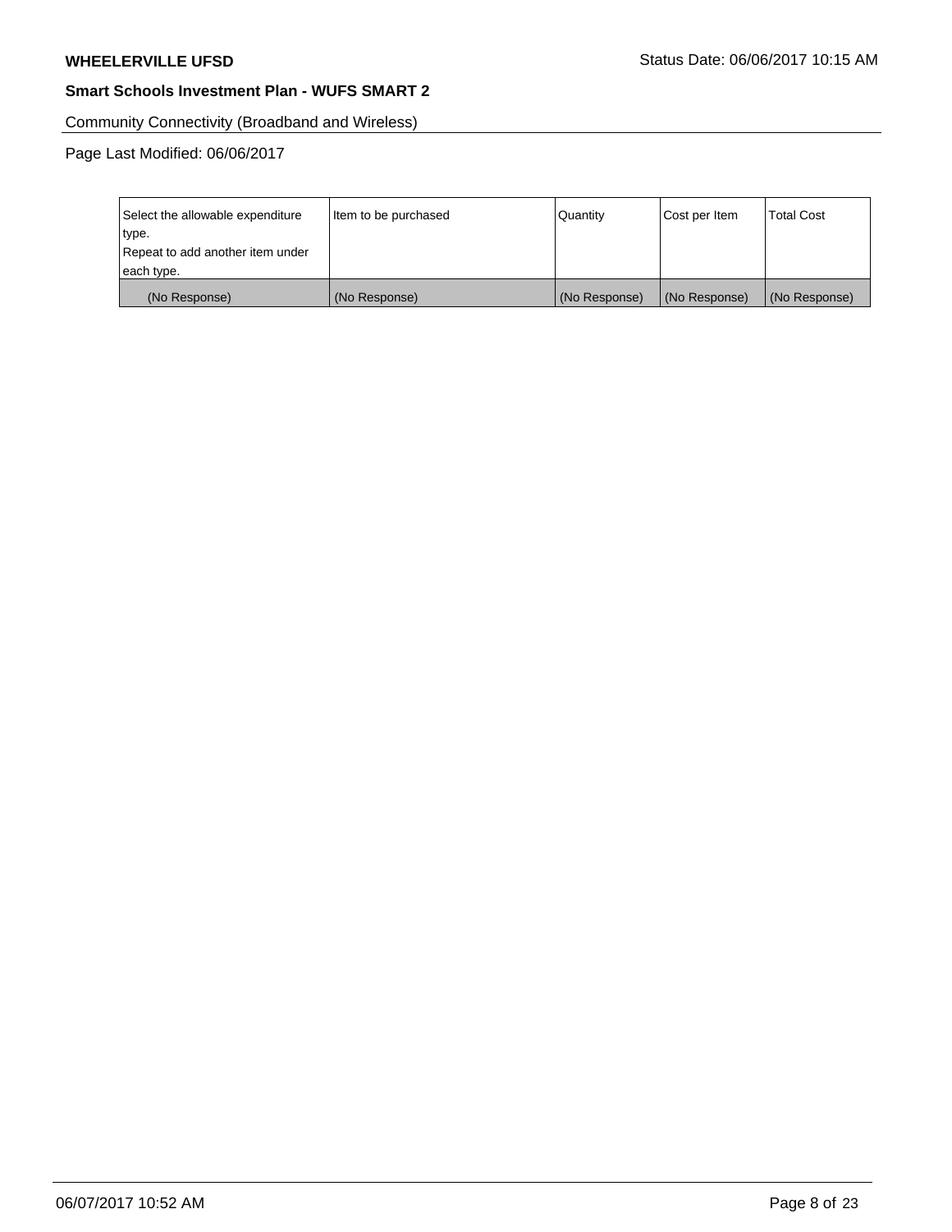Community Connectivity (Broadband and Wireless)

Page Last Modified: 06/06/2017

| Select the allowable expenditure type. Repeat to add another item under each type. | Item to be purchased | Quantity | Cost per Item | Total Cost |
| --- | --- | --- | --- | --- |
| (No Response) | (No Response) | (No Response) | (No Response) | (No Response) |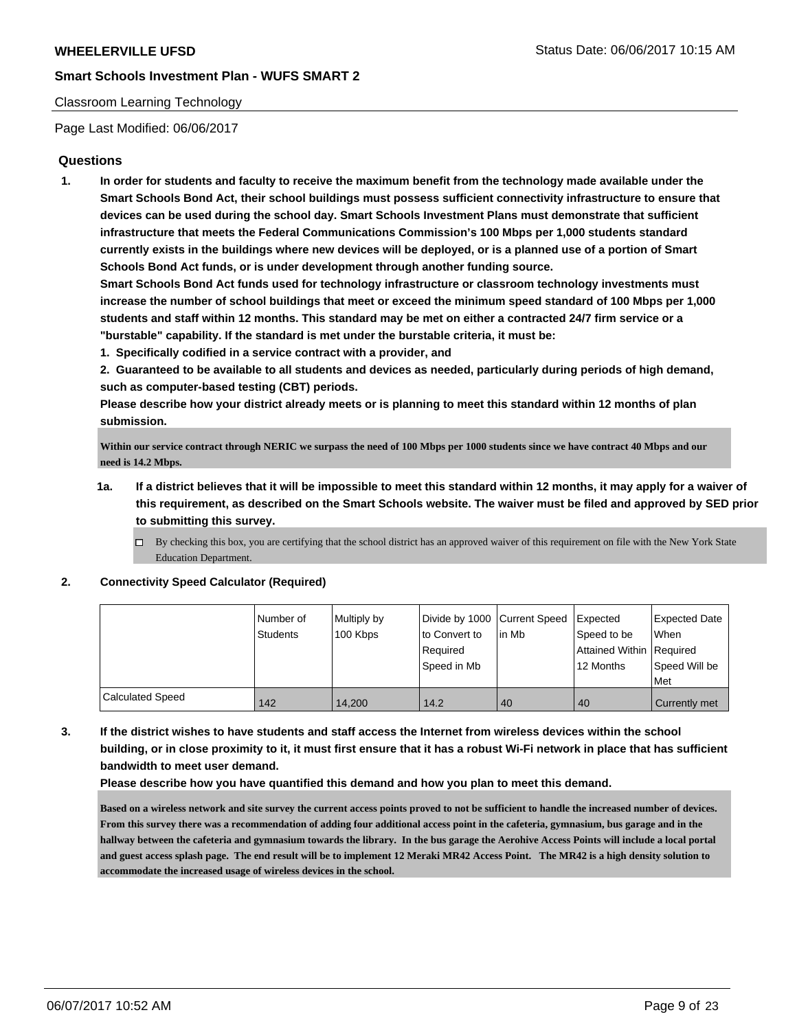Classroom Learning Technology

Page Last Modified: 06/06/2017

## Questions

1. **In order for students and faculty to receive the maximum benefit from the technology made available under the Smart Schools Bond Act, their school buildings must possess sufficient connectivity infrastructure to ensure that devices can be used during the school day. Smart Schools Investment Plans must demonstrate that sufficient infrastructure that meets the Federal Communications Commission's 100 Mbps per 1,000 students standard currently exists in the buildings where new devices will be deployed, or is a planned use of a portion of Smart Schools Bond Act funds, or is under development through another funding source.**

   **Smart Schools Bond Act funds used for technology infrastructure or classroom technology investments must increase the number of school buildings that meet or exceed the minimum speed standard of 100 Mbps per 1,000 students and staff within 12 months. This standard may be met on either a contracted 24/7 firm service or a "burstable" capability. If the standard is met under the burstable criteria, it must be:**

   **1. Specifically codified in a service contract with a provider, and**

   **2. Guaranteed to be available to all students and devices as needed, particularly during periods of high demand, such as computer-based testing (CBT) periods.**

   **Please describe how your district already meets or is planning to meet this standard within 12 months of plan submission.**

   **Within our service contract through NERIC we surpass the need of 100 Mbps per 1000 students since we have contract 40 Mbps and our need is 14.2 Mbps.**

   1a. **If a district believes that it will be impossible to meet this standard within 12 months, it may apply for a waiver of this requirement, as described on the Smart Schools website. The waiver must be filed and approved by SED prior to submitting this survey.**

   - [ ] By checking this box, you are certifying that the school district has an approved waiver of this requirement on file with the New York State Education Department.

2. **Connectivity Speed Calculator (Required)**

| | Number of Students | Multiply by 100 Kbps | Divide by 1000 to Convert to Required Speed in Mb | Current Speed in Mb | Expected Speed to be Attained Within 12 Months | Expected Date When Required Speed Will be Met |
|---|---|---|---|---|---|---|
| Calculated Speed | 142 | 14,200 | 14.2 | 40 | 40 | Currently met |

3. **If the district wishes to have students and staff access the Internet from wireless devices within the school building, or in close proximity to it, it must first ensure that it has a robust Wi-Fi network in place that has sufficient bandwidth to meet user demand.**

   **Please describe how you have quantified this demand and how you plan to meet this demand.**

   **Based on a wireless network and site survey the current access points proved to not be sufficient to handle the increased number of devices. From this survey there was a recommendation of adding four additional access point in the cafeteria, gymnasium, bus garage and in the hallway between the cafeteria and gymnasium towards the library. In the bus garage the Aerohive Access Points will include a local portal and guest access splash page. The end result will be to implement 12 Meraki MR42 Access Point. The MR42 is a high density solution to accommodate the increased usage of wireless devices in the school.**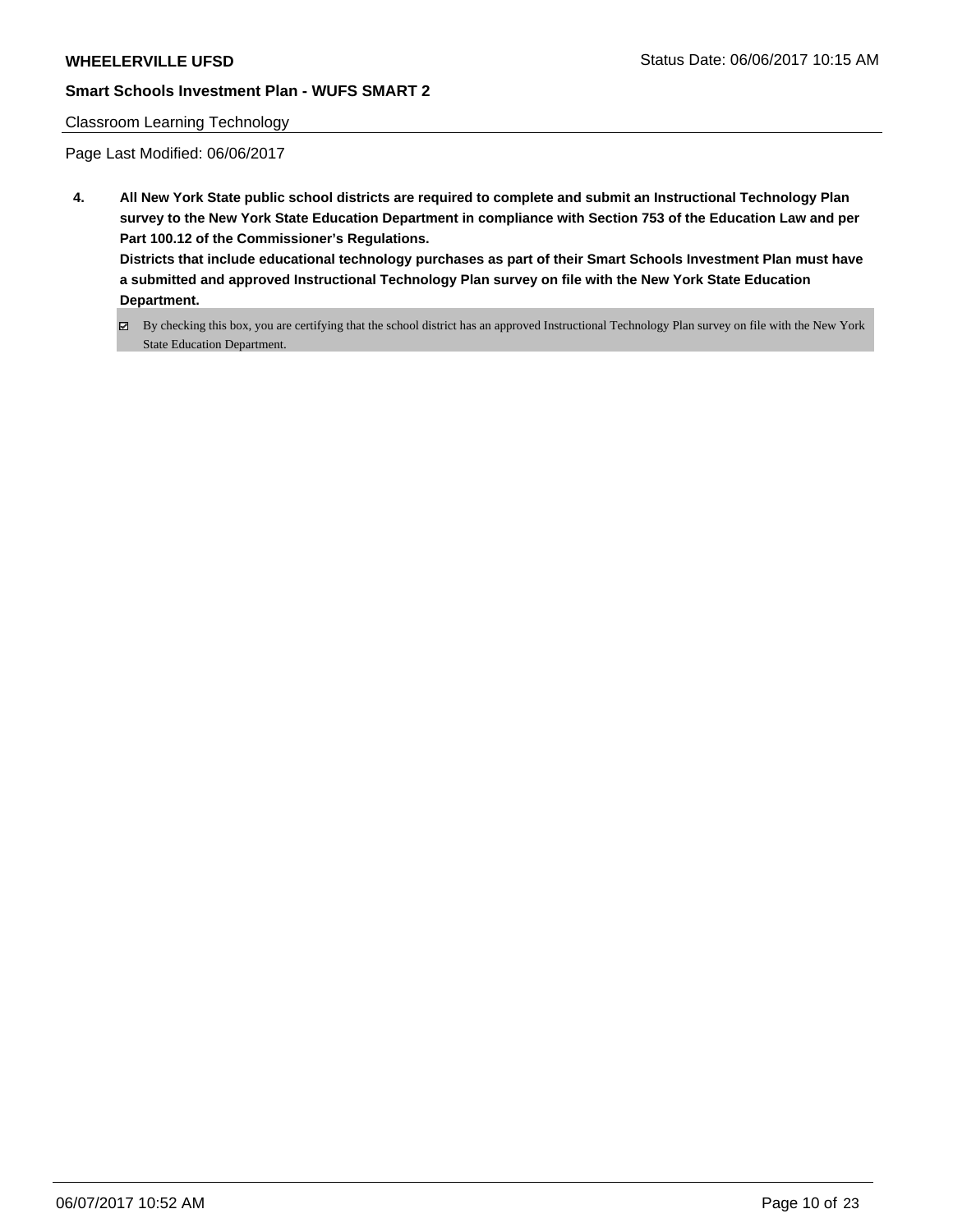Classroom Learning Technology

Page Last Modified: 06/06/2017

**4. All New York State public school districts are required to complete and submit an Instructional Technology Plan survey to the New York State Education Department in compliance with Section 753 of the Education Law and per Part 100.12 of the Commissioner's Regulations.**

**Districts that include educational technology purchases as part of their Smart Schools Investment Plan must have a submitted and approved Instructional Technology Plan survey on file with the New York State Education Department.**

☑ By checking this box, you are certifying that the school district has an approved Instructional Technology Plan survey on file with the New York State Education Department.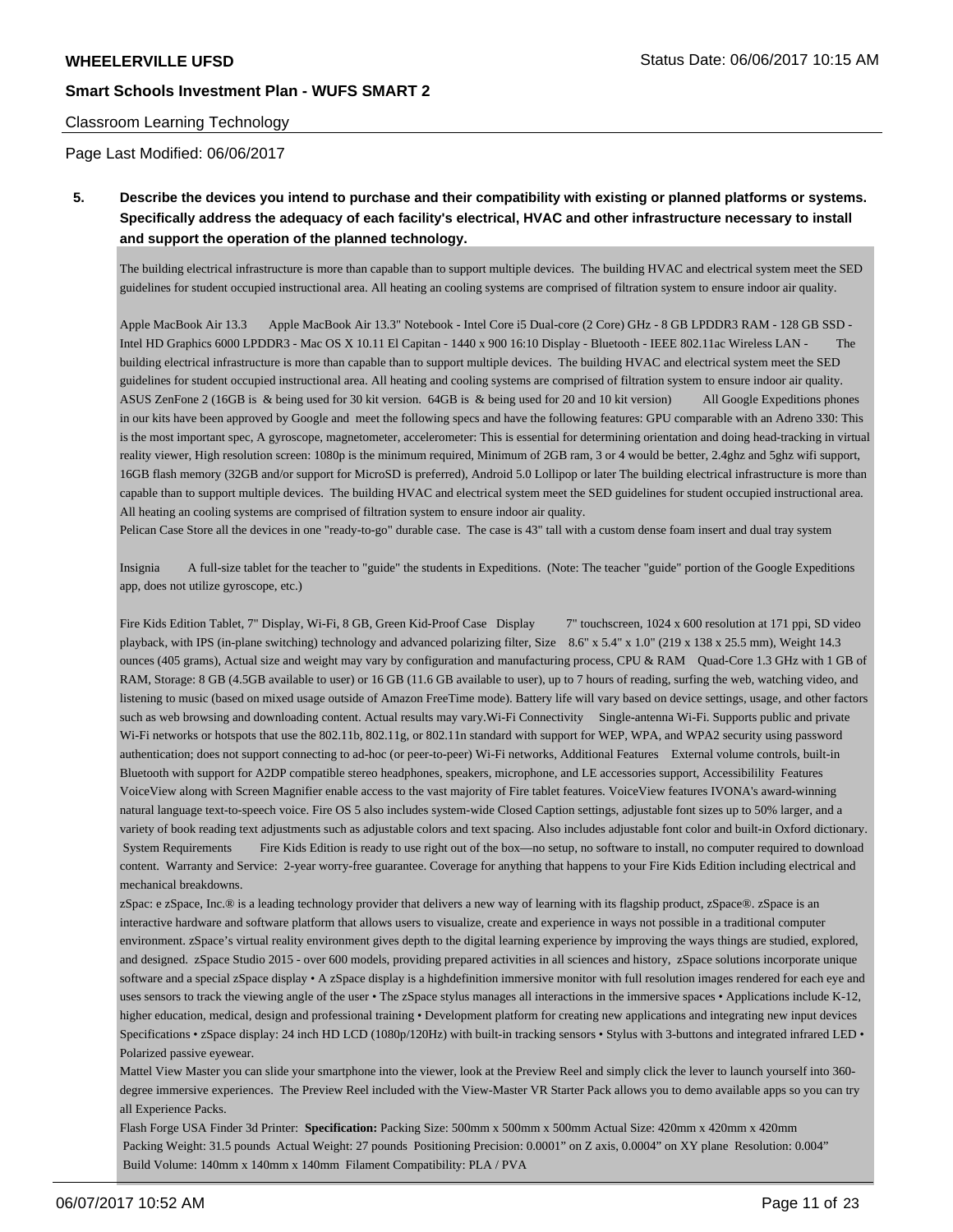Classroom Learning Technology

Page Last Modified: 06/06/2017

**5. Describe the devices you intend to purchase and their compatibility with existing or planned platforms or systems. Specifically address the adequacy of each facility's electrical, HVAC and other infrastructure necessary to install and support the operation of the planned technology.**

The building electrical infrastructure is more than capable than to support multiple devices. The building HVAC and electrical system meet the SED guidelines for student occupied instructional area. All heating an cooling systems are comprised of filtration system to ensure indoor air quality.

Apple MacBook Air 13.3 Apple MacBook Air 13.3" Notebook - Intel Core i5 Dual-core (2 Core) GHz - 8 GB LPDDR3 RAM - 128 GB SSD - Intel HD Graphics 6000 LPDDR3 - Mac OS X 10.11 El Capitan - 1440 x 900 16:10 Display - Bluetooth - IEEE 802.11ac Wireless LAN - The building electrical infrastructure is more than capable than to support multiple devices. The building HVAC and electrical system meet the SED guidelines for student occupied instructional area. All heating and cooling systems are comprised of filtration system to ensure indoor air quality.
ASUS ZenFone 2 (16GB is & being used for 30 kit version. 64GB is & being used for 20 and 10 kit version) All Google Expeditions phones in our kits have been approved by Google and meet the following specs and have the following features: GPU comparable with an Adreno 330: This is the most important spec, A gyroscope, magnetometer, accelerometer: This is essential for determining orientation and doing head-tracking in virtual reality viewer, High resolution screen: 1080p is the minimum required, Minimum of 2GB ram, 3 or 4 would be better, 2.4ghz and 5ghz wifi support, 16GB flash memory (32GB and/or support for MicroSD is preferred), Android 5.0 Lollipop or later The building electrical infrastructure is more than capable than to support multiple devices. The building HVAC and electrical system meet the SED guidelines for student occupied instructional area. All heating an cooling systems are comprised of filtration system to ensure indoor air quality.
Pelican Case Store all the devices in one "ready-to-go" durable case. The case is 43" tall with a custom dense foam insert and dual tray system

Insignia A full-size tablet for the teacher to "guide" the students in Expeditions. (Note: The teacher "guide" portion of the Google Expeditions app, does not utilize gyroscope, etc.)

Fire Kids Edition Tablet, 7" Display, Wi-Fi, 8 GB, Green Kid-Proof Case Display 7" touchscreen, 1024 x 600 resolution at 171 ppi, SD video playback, with IPS (in-plane switching) technology and advanced polarizing filter, Size 8.6" x 5.4" x 1.0" (219 x 138 x 25.5 mm), Weight 14.3 ounces (405 grams), Actual size and weight may vary by configuration and manufacturing process, CPU & RAM Quad-Core 1.3 GHz with 1 GB of RAM, Storage: 8 GB (4.5GB available to user) or 16 GB (11.6 GB available to user), up to 7 hours of reading, surfing the web, watching video, and listening to music (based on mixed usage outside of Amazon FreeTime mode). Battery life will vary based on device settings, usage, and other factors such as web browsing and downloading content. Actual results may vary.Wi-Fi Connectivity Single-antenna Wi-Fi. Supports public and private Wi-Fi networks or hotspots that use the 802.11b, 802.11g, or 802.11n standard with support for WEP, WPA, and WPA2 security using password authentication; does not support connecting to ad-hoc (or peer-to-peer) Wi-Fi networks, Additional Features External volume controls, built-in Bluetooth with support for A2DP compatible stereo headphones, speakers, microphone, and LE accessories support, Accessibilility Features VoiceView along with Screen Magnifier enable access to the vast majority of Fire tablet features. VoiceView features IVONA's award-winning natural language text-to-speech voice. Fire OS 5 also includes system-wide Closed Caption settings, adjustable font sizes up to 50% larger, and a variety of book reading text adjustments such as adjustable colors and text spacing. Also includes adjustable font color and built-in Oxford dictionary. System Requirements Fire Kids Edition is ready to use right out of the box—no setup, no software to install, no computer required to download content. Warranty and Service: 2-year worry-free guarantee. Coverage for anything that happens to your Fire Kids Edition including electrical and mechanical breakdowns.
zSpac: e zSpace, Inc.® is a leading technology provider that delivers a new way of learning with its flagship product, zSpace®. zSpace is an interactive hardware and software platform that allows users to visualize, create and experience in ways not possible in a traditional computer environment. zSpace's virtual reality environment gives depth to the digital learning experience by improving the ways things are studied, explored, and designed. zSpace Studio 2015 - over 600 models, providing prepared activities in all sciences and history, zSpace solutions incorporate unique software and a special zSpace display • A zSpace display is a highdefinition immersive monitor with full resolution images rendered for each eye and uses sensors to track the viewing angle of the user • The zSpace stylus manages all interactions in the immersive spaces • Applications include K-12, higher education, medical, design and professional training • Development platform for creating new applications and integrating new input devices Specifications • zSpace display: 24 inch HD LCD (1080p/120Hz) with built-in tracking sensors • Stylus with 3-buttons and integrated infrared LED • Polarized passive eyewear.
Mattel View Master you can slide your smartphone into the viewer, look at the Preview Reel and simply click the lever to launch yourself into 360-degree immersive experiences. The Preview Reel included with the View-Master VR Starter Pack allows you to demo available apps so you can try all Experience Packs.
Flash Forge USA Finder 3d Printer: **Specification:** Packing Size: 500mm x 500mm x 500mm Actual Size: 420mm x 420mm x 420mm
Packing Weight: 31.5 pounds Actual Weight: 27 pounds Positioning Precision: 0.0001" on Z axis, 0.0004" on XY plane Resolution: 0.004"
Build Volume: 140mm x 140mm x 140mm Filament Compatibility: PLA / PVA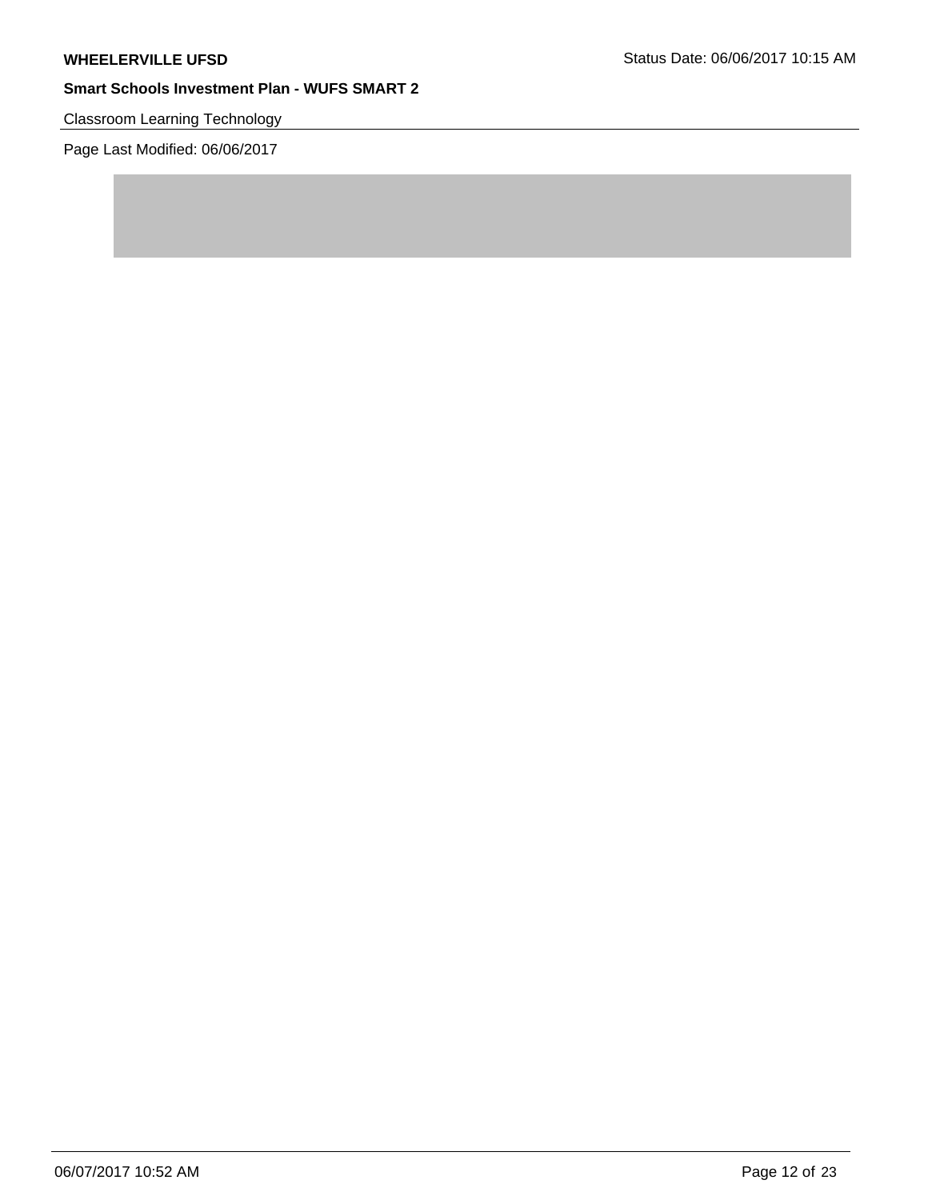**WHEELERVILLE UFSD**

Status Date: 06/06/2017 10:15 AM

**Smart Schools Investment Plan - WUFS SMART 2**

Classroom Learning Technology

Page Last Modified: 06/06/2017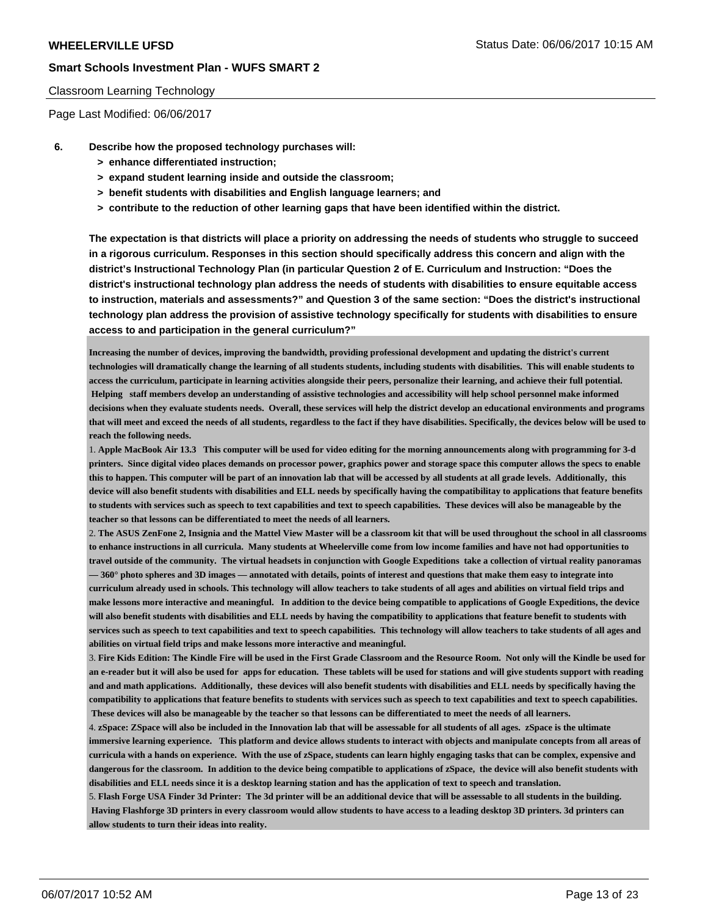Classroom Learning Technology

Page Last Modified: 06/06/2017

**6. Describe how the proposed technology purchases will:**

- **> enhance differentiated instruction;**
- **> expand student learning inside and outside the classroom;**
- **> benefit students with disabilities and English language learners; and**
- **> contribute to the reduction of other learning gaps that have been identified within the district.**

**The expectation is that districts will place a priority on addressing the needs of students who struggle to succeed in a rigorous curriculum. Responses in this section should specifically address this concern and align with the district's Instructional Technology Plan (in particular Question 2 of E. Curriculum and Instruction: "Does the district's instructional technology plan address the needs of students with disabilities to ensure equitable access to instruction, materials and assessments?" and Question 3 of the same section: "Does the district's instructional technology plan address the provision of assistive technology specifically for students with disabilities to ensure access to and participation in the general curriculum?"**

**Increasing the number of devices, improving the bandwidth, providing professional development and updating the district's current technologies will dramatically change the learning of all students students, including students with disabilities. This will enable students to access the curriculum, participate in learning activities alongside their peers, personalize their learning, and achieve their full potential. Helping staff members develop an understanding of assistive technologies and accessibility will help school personnel make informed decisions when they evaluate students needs. Overall, these services will help the district develop an educational environments and programs that will meet and exceed the needs of all students, regardless to the fact if they have disabilities. Specifically, the devices below will be used to reach the following needs.**

1. **Apple MacBook Air 13.3 This computer will be used for video editing for the morning announcements along with programming for 3-d printers. Since digital video places demands on processor power, graphics power and storage space this computer allows the specs to enable this to happen. This computer will be part of an innovation lab that will be accessed by all students at all grade levels. Additionally, this device will also benefit students with disabilities and ELL needs by specifically having the compatibilitay to applications that feature benefits to students with services such as speech to text capabilities and text to speech capabilities. These devices will also be manageable by the teacher so that lessons can be differentiated to meet the needs of all learners.**
2. **The ASUS ZenFone 2, Insignia and the Mattel View Master will be a classroom kit that will be used throughout the school in all classrooms to enhance instructions in all curricula. Many students at Wheelerville come from low income families and have not had opportunities to travel outside of the community. The virtual headsets in conjunction with Google Expeditions take a collection of virtual reality panoramas — 360° photo spheres and 3D images — annotated with details, points of interest and questions that make them easy to integrate into curriculum already used in schools. This technology will allow teachers to take students of all ages and abilities on virtual field trips and make lessons more interactive and meaningful. In addition to the device being compatible to applications of Google Expeditions, the device will also benefit students with disabilities and ELL needs by having the compatibility to applications that feature benefit to students with services such as speech to text capabilities and text to speech capabilities. This technology will allow teachers to take students of all ages and abilities on virtual field trips and make lessons more interactive and meaningful.**
3. **Fire Kids Edition: The Kindle Fire will be used in the First Grade Classroom and the Resource Room. Not only will the Kindle be used for an e-reader but it will also be used for apps for education. These tablets will be used for stations and will give students support with reading and and math applications. Additionally, these devices will also benefit students with disabilities and ELL needs by specifically having the compatibility to applications that feature benefits to students with services such as speech to text capabilities and text to speech capabilities. These devices will also be manageable by the teacher so that lessons can be differentiated to meet the needs of all learners.**
4. **zSpace: ZSpace will also be included in the Innovation lab that will be assessable for all students of all ages. zSpace is the ultimate immersive learning experience. This platform and device allows students to interact with objects and manipulate concepts from all areas of curricula with a hands on experience. With the use of zSpace, students can learn highly engaging tasks that can be complex, expensive and dangerous for the classroom. In addition to the device being compatible to applications of zSpace, the device will also benefit students with disabilities and ELL needs since it is a desktop learning station and has the application of text to speech and translation.**
5. **Flash Forge USA Finder 3d Printer: The 3d printer will be an additional device that will be assessable to all students in the building. Having Flashforge 3D printers in every classroom would allow students to have access to a leading desktop 3D printers. 3d printers can allow students to turn their ideas into reality.**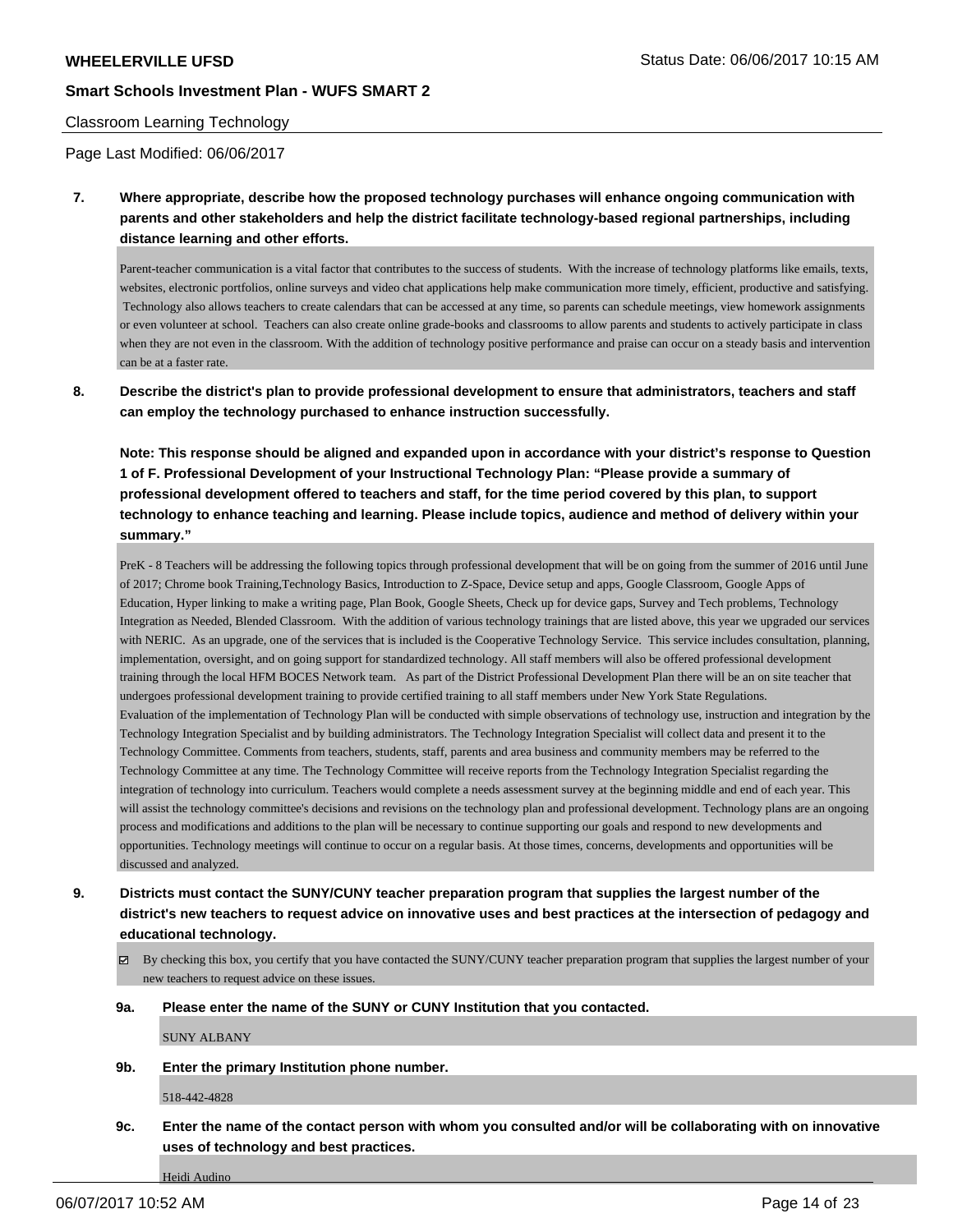Classroom Learning Technology

Page Last Modified: 06/06/2017

**7. Where appropriate, describe how the proposed technology purchases will enhance ongoing communication with parents and other stakeholders and help the district facilitate technology-based regional partnerships, including distance learning and other efforts.**

Parent-teacher communication is a vital factor that contributes to the success of students. With the increase of technology platforms like emails, texts, websites, electronic portfolios, online surveys and video chat applications help make communication more timely, efficient, productive and satisfying. Technology also allows teachers to create calendars that can be accessed at any time, so parents can schedule meetings, view homework assignments or even volunteer at school. Teachers can also create online grade-books and classrooms to allow parents and students to actively participate in class when they are not even in the classroom. With the addition of technology positive performance and praise can occur on a steady basis and intervention can be at a faster rate.

**8. Describe the district's plan to provide professional development to ensure that administrators, teachers and staff can employ the technology purchased to enhance instruction successfully.**

**Note: This response should be aligned and expanded upon in accordance with your district's response to Question 1 of F. Professional Development of your Instructional Technology Plan: "Please provide a summary of professional development offered to teachers and staff, for the time period covered by this plan, to support technology to enhance teaching and learning. Please include topics, audience and method of delivery within your summary."**

PreK - 8 Teachers will be addressing the following topics through professional development that will be on going from the summer of 2016 until June of 2017; Chrome book Training,Technology Basics, Introduction to Z-Space, Device setup and apps, Google Classroom, Google Apps of Education, Hyper linking to make a writing page, Plan Book, Google Sheets, Check up for device gaps, Survey and Tech problems, Technology Integration as Needed, Blended Classroom. With the addition of various technology trainings that are listed above, this year we upgraded our services with NERIC. As an upgrade, one of the services that is included is the Cooperative Technology Service. This service includes consultation, planning, implementation, oversight, and on going support for standardized technology. All staff members will also be offered professional development training through the local HFM BOCES Network team. As part of the District Professional Development Plan there will be an on site teacher that undergoes professional development training to provide certified training to all staff members under New York State Regulations.
Evaluation of the implementation of Technology Plan will be conducted with simple observations of technology use, instruction and integration by the Technology Integration Specialist and by building administrators. The Technology Integration Specialist will collect data and present it to the Technology Committee. Comments from teachers, students, staff, parents and area business and community members may be referred to the Technology Committee at any time. The Technology Committee will receive reports from the Technology Integration Specialist regarding the integration of technology into curriculum. Teachers would complete a needs assessment survey at the beginning middle and end of each year. This will assist the technology committee's decisions and revisions on the technology plan and professional development. Technology plans are an ongoing process and modifications and additions to the plan will be necessary to continue supporting our goals and respond to new developments and opportunities. Technology meetings will continue to occur on a regular basis. At those times, concerns, developments and opportunities will be discussed and analyzed.

**9. Districts must contact the SUNY/CUNY teacher preparation program that supplies the largest number of the district's new teachers to request advice on innovative uses and best practices at the intersection of pedagogy and educational technology.**

☑ By checking this box, you certify that you have contacted the SUNY/CUNY teacher preparation program that supplies the largest number of your new teachers to request advice on these issues.

**9a. Please enter the name of the SUNY or CUNY Institution that you contacted.**

SUNY ALBANY

**9b. Enter the primary Institution phone number.**

518-442-4828

**9c. Enter the name of the contact person with whom you consulted and/or will be collaborating with on innovative uses of technology and best practices.**

Heidi Audino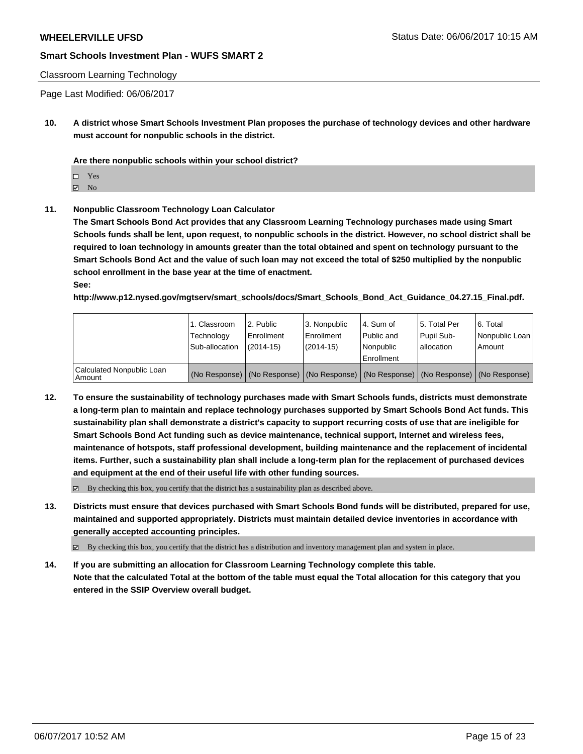Classroom Learning Technology

Page Last Modified: 06/06/2017

**10. A district whose Smart Schools Investment Plan proposes the purchase of technology devices and other hardware must account for nonpublic schools in the district.**

**Are there nonpublic schools within your school district?**

- ☐ Yes
- ☑ No

**11. Nonpublic Classroom Technology Loan Calculator**

**The Smart Schools Bond Act provides that any Classroom Learning Technology purchases made using Smart Schools funds shall be lent, upon request, to nonpublic schools in the district. However, no school district shall be required to loan technology in amounts greater than the total obtained and spent on technology pursuant to the Smart Schools Bond Act and the value of such loan may not exceed the total of $250 multiplied by the nonpublic school enrollment in the base year at the time of enactment.**

**See:**

**http://www.p12.nysed.gov/mgtserv/smart_schools/docs/Smart_Schools_Bond_Act_Guidance_04.27.15_Final.pdf.**

| | 1. Classroom Technology Sub-allocation | 2. Public Enrollment (2014-15) | 3. Nonpublic Enrollment (2014-15) | 4. Sum of Public and Nonpublic Enrollment | 5. Total Per Pupil Sub-allocation | 6. Total Nonpublic Loan Amount |
|---|---|---|---|---|---|---|
| Calculated Nonpublic Loan Amount | (No Response) | (No Response) | (No Response) | (No Response) | (No Response) | (No Response) |

**12. To ensure the sustainability of technology purchases made with Smart Schools funds, districts must demonstrate a long-term plan to maintain and replace technology purchases supported by Smart Schools Bond Act funds. This sustainability plan shall demonstrate a district's capacity to support recurring costs of use that are ineligible for Smart Schools Bond Act funding such as device maintenance, technical support, Internet and wireless fees, maintenance of hotspots, staff professional development, building maintenance and the replacement of incidental items. Further, such a sustainability plan shall include a long-term plan for the replacement of purchased devices and equipment at the end of their useful life with other funding sources.**

☑ By checking this box, you certify that the district has a sustainability plan as described above.

**13. Districts must ensure that devices purchased with Smart Schools Bond funds will be distributed, prepared for use, maintained and supported appropriately. Districts must maintain detailed device inventories in accordance with generally accepted accounting principles.**

☑ By checking this box, you certify that the district has a distribution and inventory management plan and system in place.

**14. If you are submitting an allocation for Classroom Learning Technology complete this table. Note that the calculated Total at the bottom of the table must equal the Total allocation for this category that you entered in the SSIP Overview overall budget.**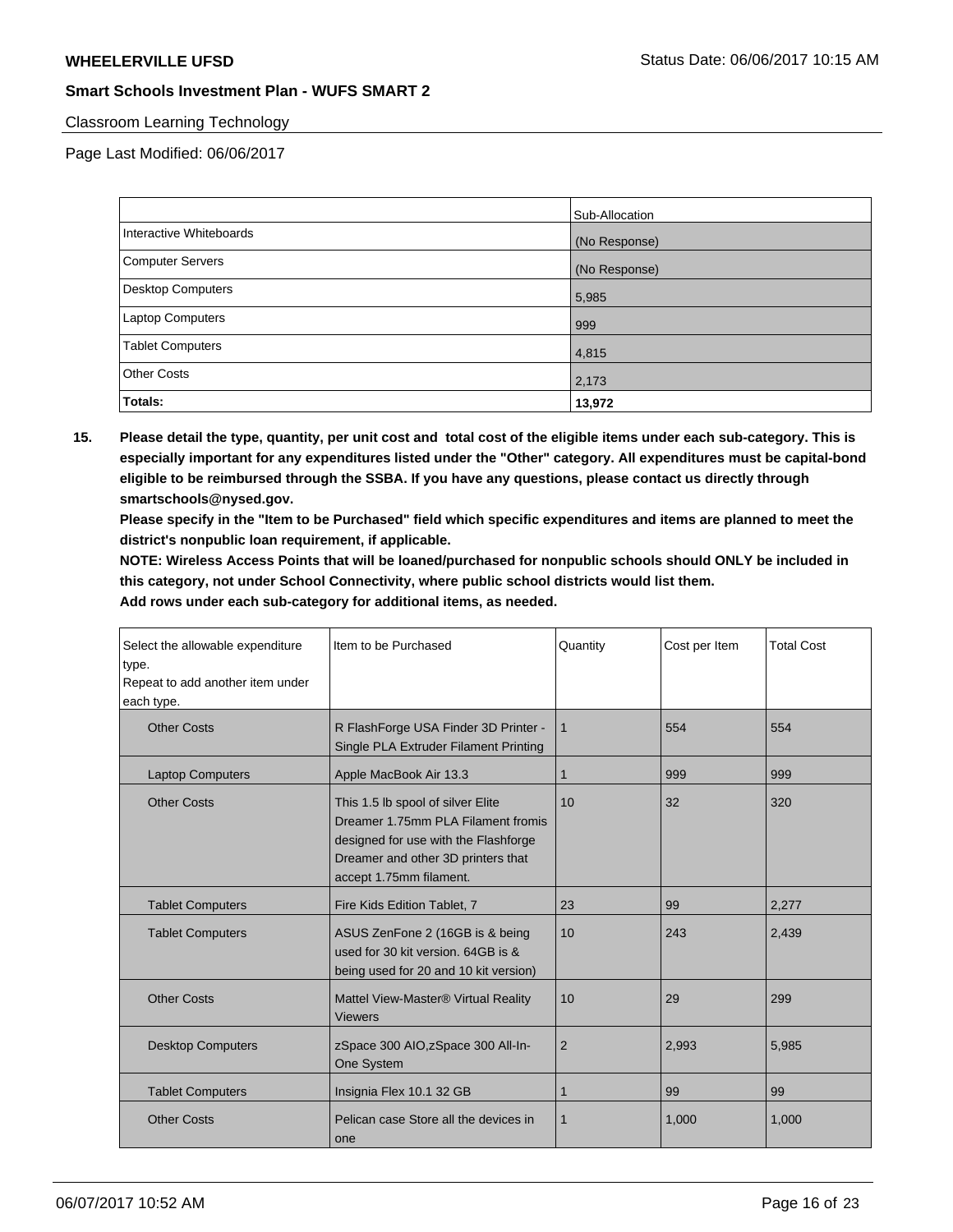Classroom Learning Technology

Page Last Modified: 06/06/2017

| | Sub-Allocation |
|---|---|
| Interactive Whiteboards | (No Response) |
| Computer Servers | (No Response) |
| Desktop Computers | 5,985 |
| Laptop Computers | 999 |
| Tablet Computers | 4,815 |
| Other Costs | 2,173 |
| **Totals:** | **13,972** |

**15. Please detail the type, quantity, per unit cost and total cost of the eligible items under each sub-category. This is especially important for any expenditures listed under the "Other" category. All expenditures must be capital-bond eligible to be reimbursed through the SSBA. If you have any questions, please contact us directly through smartschools@nysed.gov.**

**Please specify in the "Item to be Purchased" field which specific expenditures and items are planned to meet the district's nonpublic loan requirement, if applicable.**

**NOTE: Wireless Access Points that will be loaned/purchased for nonpublic schools should ONLY be included in this category, not under School Connectivity, where public school districts would list them.**

**Add rows under each sub-category for additional items, as needed.**

| Select the allowable expenditure type. Repeat to add another item under each type. | Item to be Purchased | Quantity | Cost per Item | Total Cost |
|---|---|---|---|---|
| Other Costs | R FlashForge USA Finder 3D Printer - Single PLA Extruder Filament Printing | 1 | 554 | 554 |
| Laptop Computers | Apple MacBook Air 13.3 | 1 | 999 | 999 |
| Other Costs | This 1.5 lb spool of silver Elite Dreamer 1.75mm PLA Filament fromis designed for use with the Flashforge Dreamer and other 3D printers that accept 1.75mm filament. | 10 | 32 | 320 |
| Tablet Computers | Fire Kids Edition Tablet, 7 | 23 | 99 | 2,277 |
| Tablet Computers | ASUS ZenFone 2 (16GB is & being used for 30 kit version. 64GB is & being used for 20 and 10 kit version) | 10 | 243 | 2,439 |
| Other Costs | Mattel View-Master® Virtual Reality Viewers | 10 | 29 | 299 |
| Desktop Computers | zSpace 300 AIO,zSpace 300 All-In-One System | 2 | 2,993 | 5,985 |
| Tablet Computers | Insignia Flex 10.1 32 GB | 1 | 99 | 99 |
| Other Costs | Pelican case Store all the devices in one | 1 | 1,000 | 1,000 |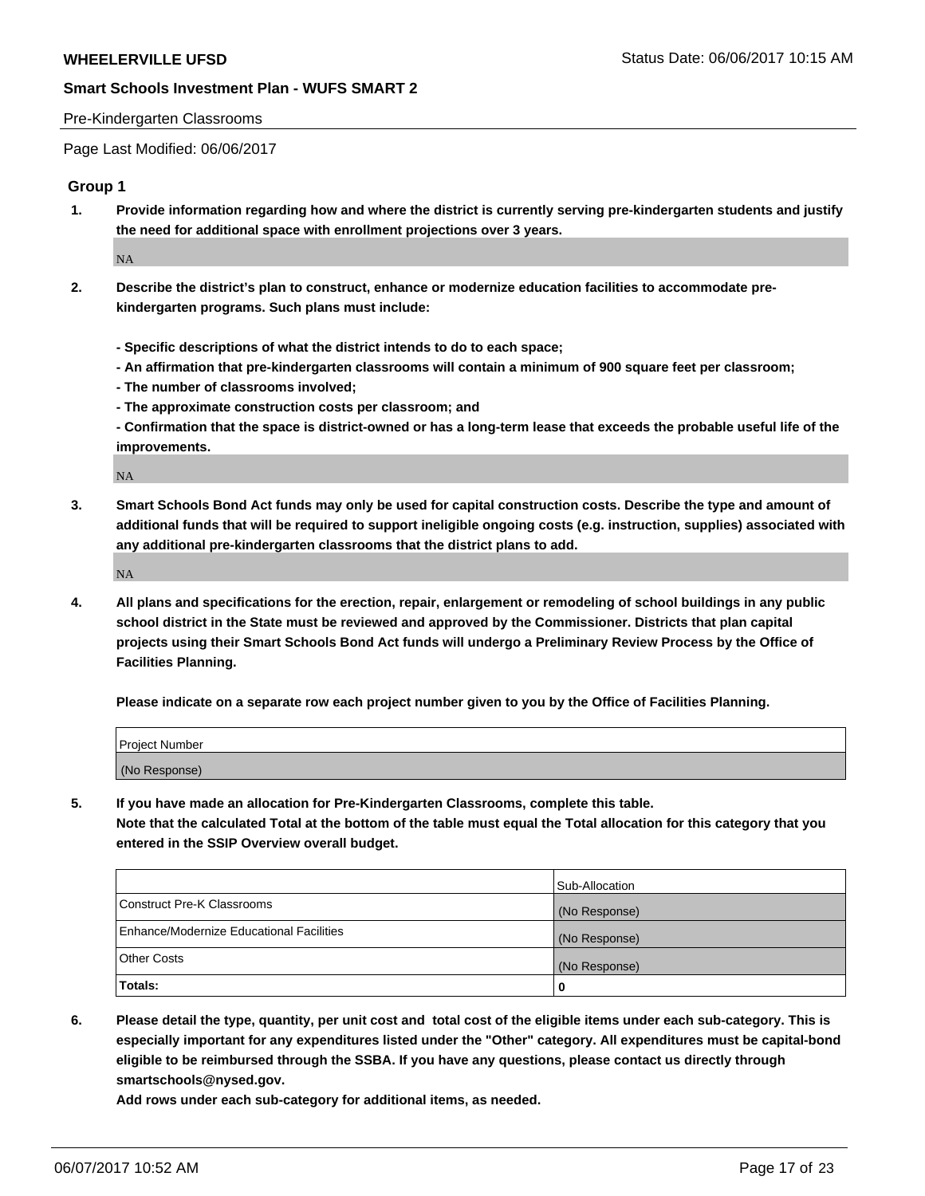Pre-Kindergarten Classrooms

Page Last Modified: 06/06/2017

## Group 1

**1. Provide information regarding how and where the district is currently serving pre-kindergarten students and justify the need for additional space with enrollment projections over 3 years.**

NA

**2. Describe the district's plan to construct, enhance or modernize education facilities to accommodate pre-kindergarten programs. Such plans must include:**

**- Specific descriptions of what the district intends to do to each space;**
**- An affirmation that pre-kindergarten classrooms will contain a minimum of 900 square feet per classroom;**
**- The number of classrooms involved;**
**- The approximate construction costs per classroom; and**
**- Confirmation that the space is district-owned or has a long-term lease that exceeds the probable useful life of the improvements.**

NA

**3. Smart Schools Bond Act funds may only be used for capital construction costs. Describe the type and amount of additional funds that will be required to support ineligible ongoing costs (e.g. instruction, supplies) associated with any additional pre-kindergarten classrooms that the district plans to add.**

NA

**4. All plans and specifications for the erection, repair, enlargement or remodeling of school buildings in any public school district in the State must be reviewed and approved by the Commissioner. Districts that plan capital projects using their Smart Schools Bond Act funds will undergo a Preliminary Review Process by the Office of Facilities Planning.**

**Please indicate on a separate row each project number given to you by the Office of Facilities Planning.**

| Project Number |
|---|
| (No Response) |

**5. If you have made an allocation for Pre-Kindergarten Classrooms, complete this table.**
**Note that the calculated Total at the bottom of the table must equal the Total allocation for this category that you entered in the SSIP Overview overall budget.**

| | Sub-Allocation |
|---|---|
| Construct Pre-K Classrooms | (No Response) |
| Enhance/Modernize Educational Facilities | (No Response) |
| Other Costs | (No Response) |
| **Totals:** | **0** |

**6. Please detail the type, quantity, per unit cost and total cost of the eligible items under each sub-category. This is especially important for any expenditures listed under the "Other" category. All expenditures must be capital-bond eligible to be reimbursed through the SSBA. If you have any questions, please contact us directly through smartschools@nysed.gov.**

**Add rows under each sub-category for additional items, as needed.**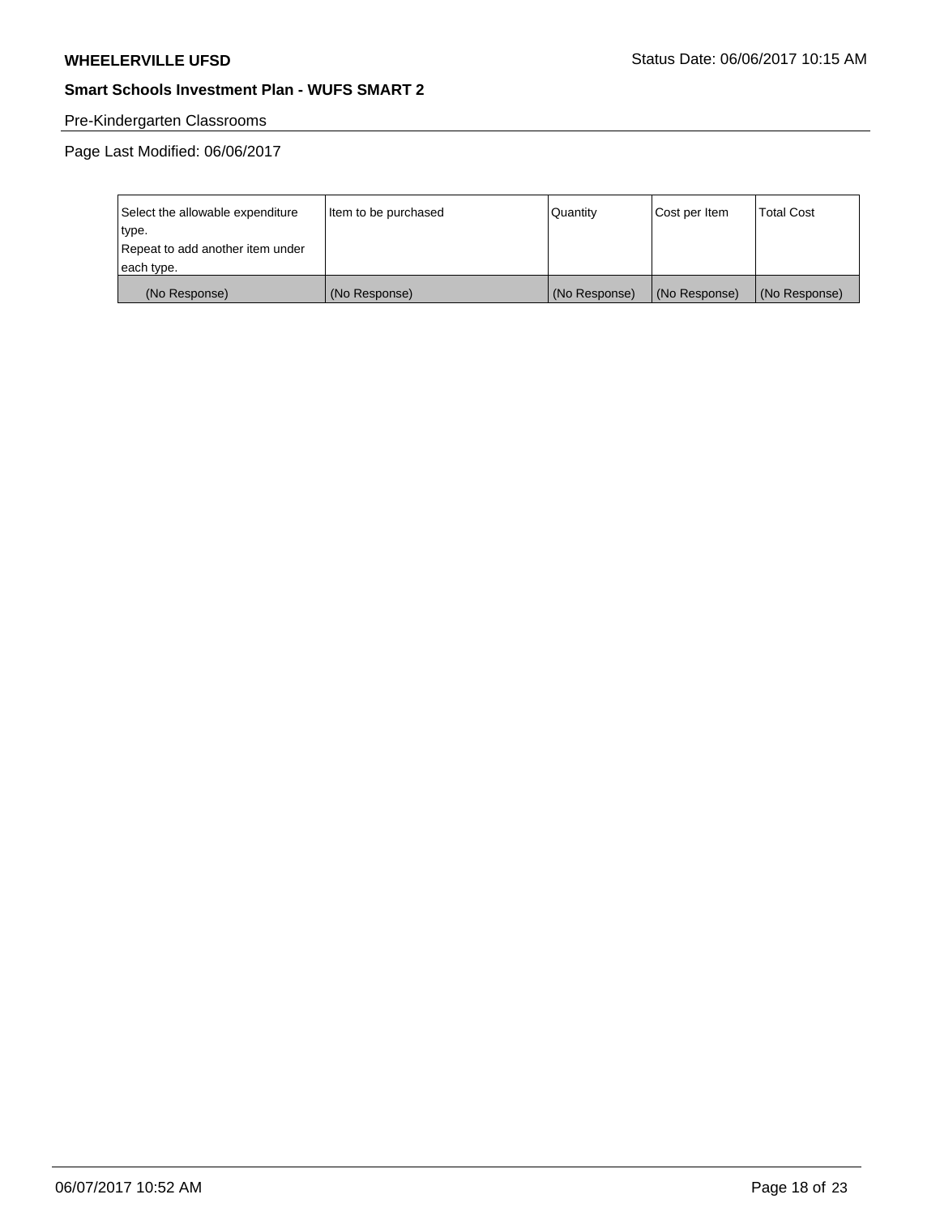Pre-Kindergarten Classrooms

Page Last Modified: 06/06/2017

| Select the allowable expenditure type.<br>Repeat to add another item under each type. | Item to be purchased | Quantity | Cost per Item | Total Cost |
|---|---|---|---|---|
| (No Response) | (No Response) | (No Response) | (No Response) | (No Response) |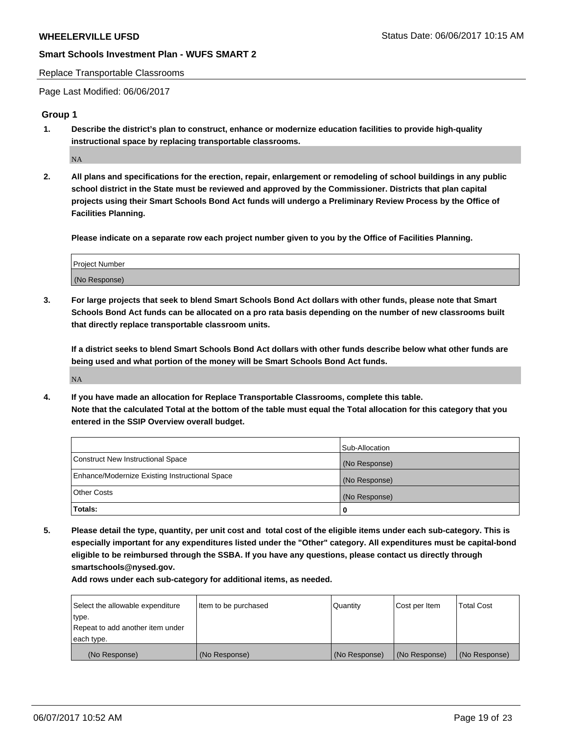Replace Transportable Classrooms

Page Last Modified: 06/06/2017

## Group 1

**1. Describe the district's plan to construct, enhance or modernize education facilities to provide high-quality instructional space by replacing transportable classrooms.**

NA

**2. All plans and specifications for the erection, repair, enlargement or remodeling of school buildings in any public school district in the State must be reviewed and approved by the Commissioner. Districts that plan capital projects using their Smart Schools Bond Act funds will undergo a Preliminary Review Process by the Office of Facilities Planning.**

**Please indicate on a separate row each project number given to you by the Office of Facilities Planning.**

| Project Number |
| --- |
| (No Response) |

**3. For large projects that seek to blend Smart Schools Bond Act dollars with other funds, please note that Smart Schools Bond Act funds can be allocated on a pro rata basis depending on the number of new classrooms built that directly replace transportable classroom units.**

**If a district seeks to blend Smart Schools Bond Act dollars with other funds describe below what other funds are being used and what portion of the money will be Smart Schools Bond Act funds.**

NA

**4. If you have made an allocation for Replace Transportable Classrooms, complete this table. Note that the calculated Total at the bottom of the table must equal the Total allocation for this category that you entered in the SSIP Overview overall budget.**

| | Sub-Allocation |
| --- | --- |
| Construct New Instructional Space | (No Response) |
| Enhance/Modernize Existing Instructional Space | (No Response) |
| Other Costs | (No Response) |
| **Totals:** | **0** |

**5. Please detail the type, quantity, per unit cost and total cost of the eligible items under each sub-category. This is especially important for any expenditures listed under the "Other" category. All expenditures must be capital-bond eligible to be reimbursed through the SSBA. If you have any questions, please contact us directly through smartschools@nysed.gov.**

**Add rows under each sub-category for additional items, as needed.**

| Select the allowable expenditure type. Repeat to add another item under each type. | Item to be purchased | Quantity | Cost per Item | Total Cost |
| --- | --- | --- | --- | --- |
| (No Response) | (No Response) | (No Response) | (No Response) | (No Response) |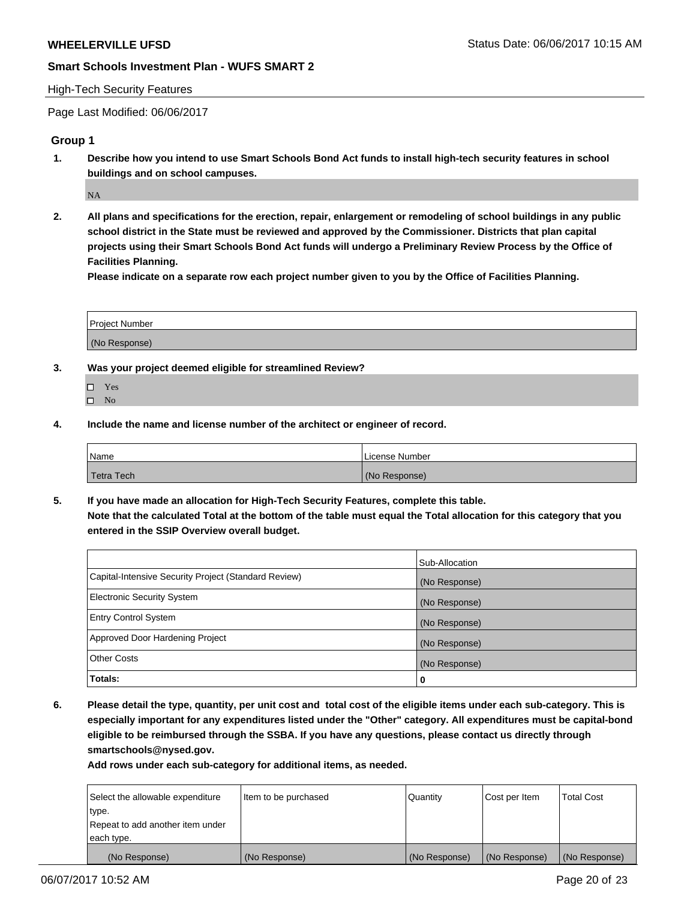**WHEELERVILLE UFSD** Status Date: 06/06/2017 10:15 AM

**Smart Schools Investment Plan - WUFS SMART 2**

High-Tech Security Features

Page Last Modified: 06/06/2017

## Group 1

**1. Describe how you intend to use Smart Schools Bond Act funds to install high-tech security features in school buildings and on school campuses.**

NA

**2. All plans and specifications for the erection, repair, enlargement or remodeling of school buildings in any public school district in the State must be reviewed and approved by the Commissioner. Districts that plan capital projects using their Smart Schools Bond Act funds will undergo a Preliminary Review Process by the Office of Facilities Planning.**

**Please indicate on a separate row each project number given to you by the Office of Facilities Planning.**

| Project Number |
| --- |
| (No Response) |

**3. Was your project deemed eligible for streamlined Review?**

- ☐ Yes
- ☐ No

**4. Include the name and license number of the architect or engineer of record.**

| Name | License Number |
| --- | --- |
| Tetra Tech | (No Response) |

**5. If you have made an allocation for High-Tech Security Features, complete this table.**
**Note that the calculated Total at the bottom of the table must equal the Total allocation for this category that you entered in the SSIP Overview overall budget.**

| | Sub-Allocation |
| --- | --- |
| Capital-Intensive Security Project (Standard Review) | (No Response) |
| Electronic Security System | (No Response) |
| Entry Control System | (No Response) |
| Approved Door Hardening Project | (No Response) |
| Other Costs | (No Response) |
| **Totals:** | **0** |

**6. Please detail the type, quantity, per unit cost and total cost of the eligible items under each sub-category. This is especially important for any expenditures listed under the "Other" category. All expenditures must be capital-bond eligible to be reimbursed through the SSBA. If you have any questions, please contact us directly through smartschools@nysed.gov.**

**Add rows under each sub-category for additional items, as needed.**

| Select the allowable expenditure type. Repeat to add another item under each type. | Item to be purchased | Quantity | Cost per Item | Total Cost |
| --- | --- | --- | --- | --- |
| (No Response) | (No Response) | (No Response) | (No Response) | (No Response) |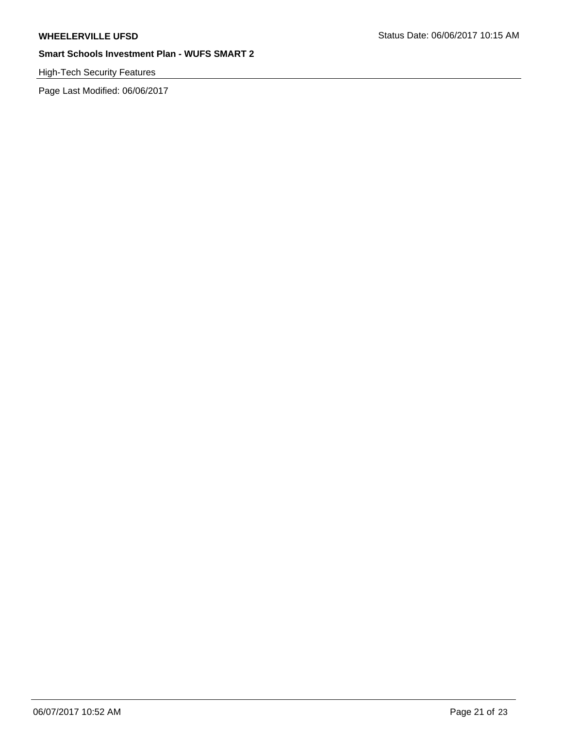High-Tech Security Features

Page Last Modified: 06/06/2017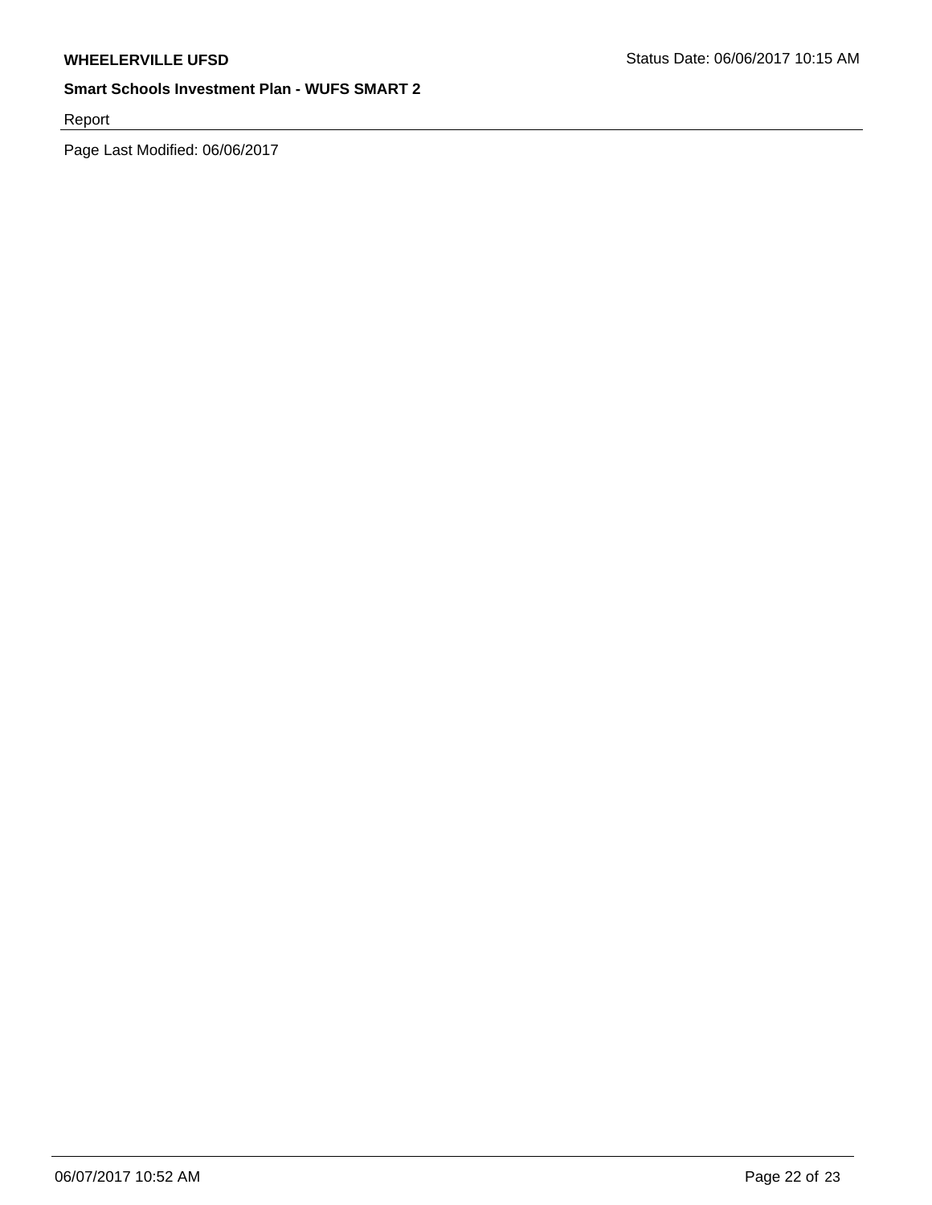Report

Page Last Modified: 06/06/2017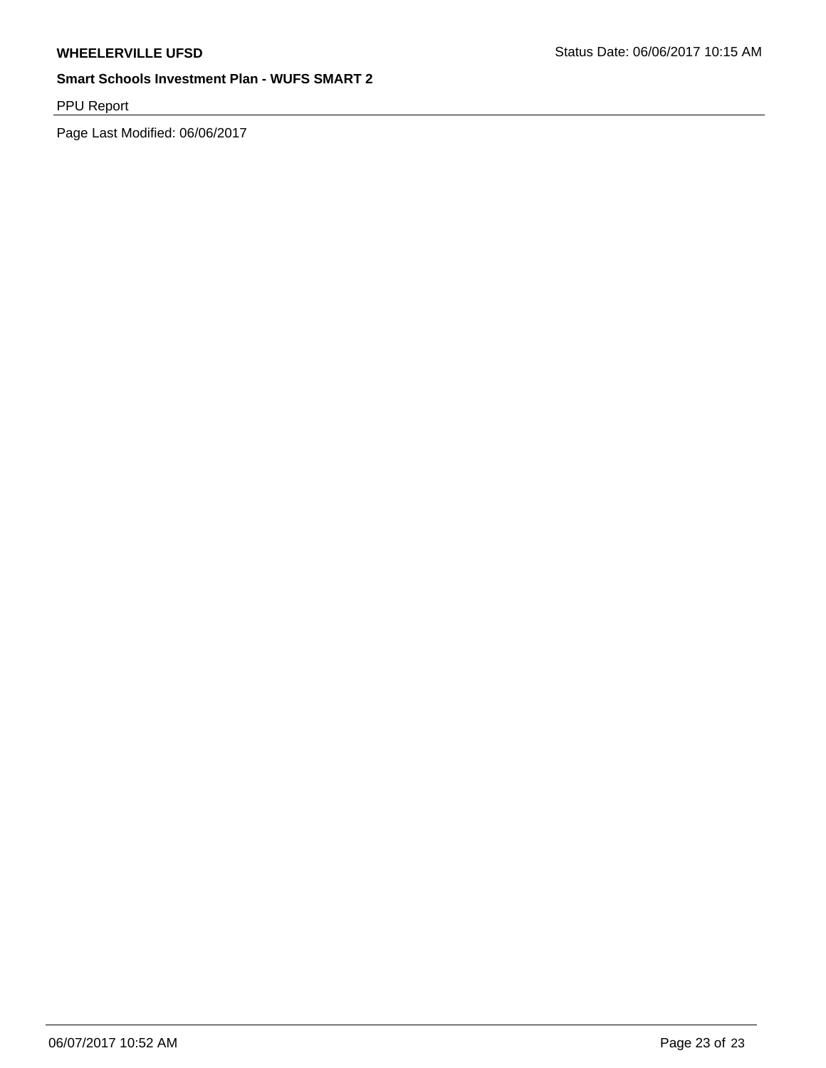Page Last Modified: 06/06/2017